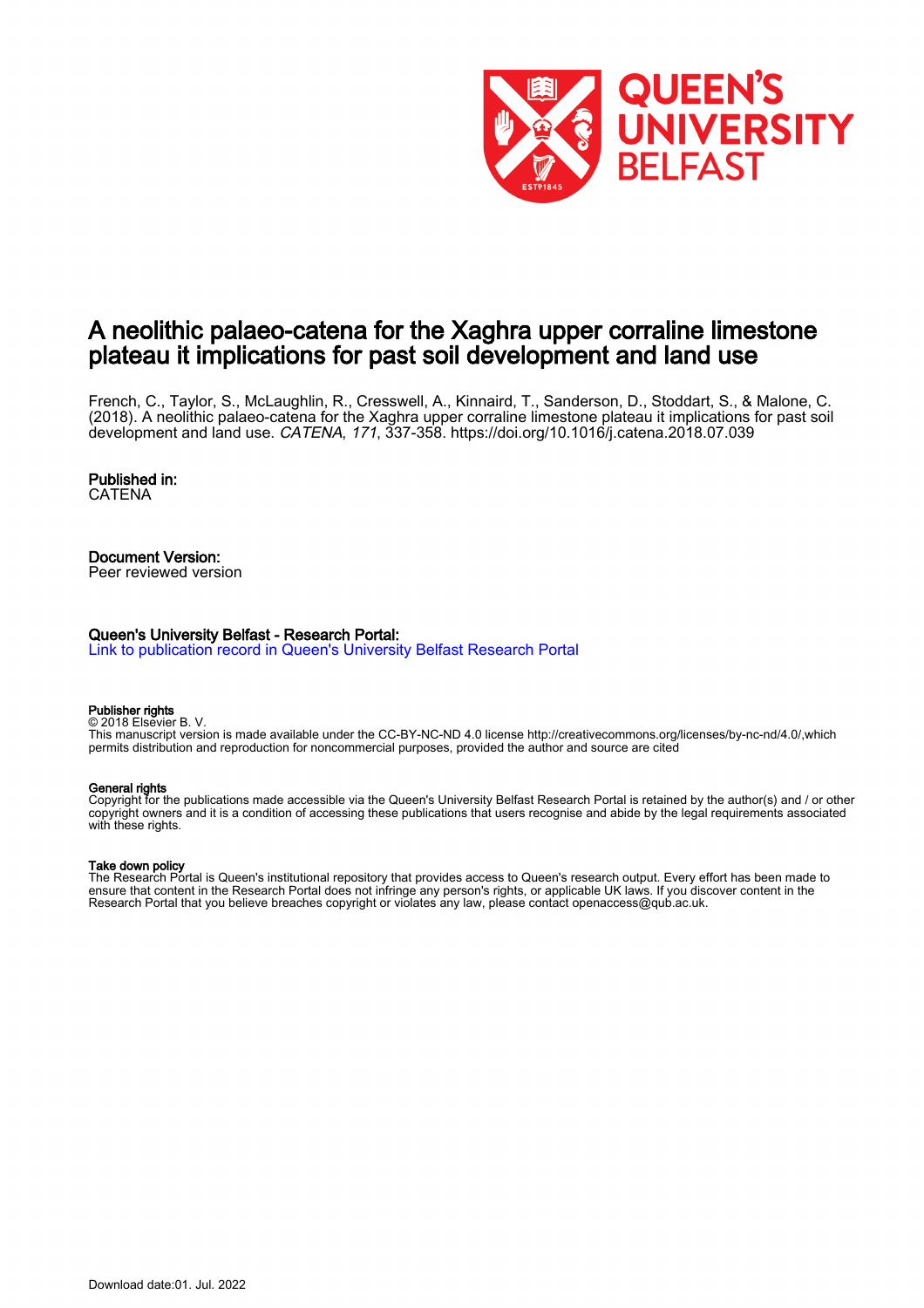# A neolithic palaeo-catena for the Xaghra upper corraline limestone plateau it implications for past soil development and land use

French, C., Taylor, S., McLaughlin, R., Cresswell, A., Kinnaird, T., Sanderson, D., Stoddart, S., & Malone, C. (2018). A neolithic palaeo-catena for the Xaghra upper corraline limestone plateau it implications for past soil development and land use. *CATENA*, *171*, 337-358. https://doi.org/10.1016/j.catena.2018.07.039

**Published in:**
CATENA

**Document Version:**
Peer reviewed version

**Queen's University Belfast - Research Portal:**
Link to publication record in Queen's University Belfast Research Portal

**Publisher rights**
© 2018 Elsevier B. V.
This manuscript version is made available under the CC-BY-NC-ND 4.0 license http://creativecommons.org/licenses/by-nc-nd/4.0/,which permits distribution and reproduction for noncommercial purposes, provided the author and source are cited

**General rights**
Copyright for the publications made accessible via the Queen's University Belfast Research Portal is retained by the author(s) and / or other copyright owners and it is a condition of accessing these publications that users recognise and abide by the legal requirements associated with these rights.

**Take down policy**
The Research Portal is Queen's institutional repository that provides access to Queen's research output. Every effort has been made to ensure that content in the Research Portal does not infringe any person's rights, or applicable UK laws. If you discover content in the Research Portal that you believe breaches copyright or violates any law, please contact openaccess@qub.ac.uk.

Download date:01. Jul. 2022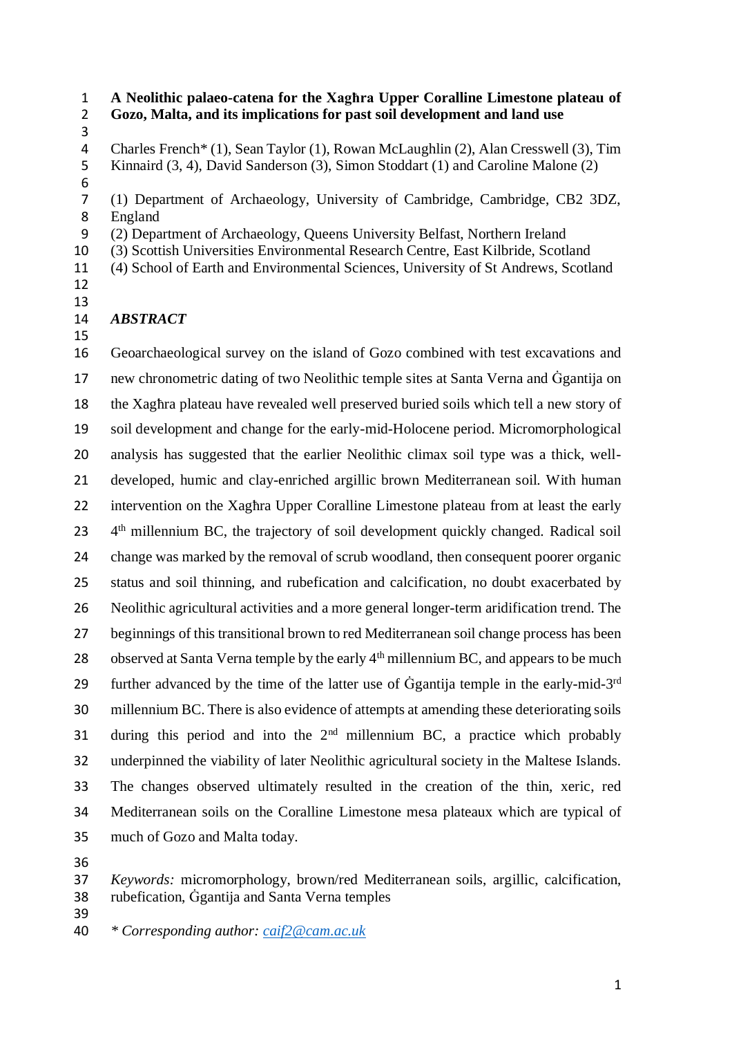# A Neolithic palaeo-catena for the Xagħra Upper Coralline Limestone plateau of Gozo, Malta, and its implications for past soil development and land use

Charles French* (1), Sean Taylor (1), Rowan McLaughlin (2), Alan Cresswell (3), Tim Kinnaird (3, 4), David Sanderson (3), Simon Stoddart (1) and Caroline Malone (2)

(1) Department of Archaeology, University of Cambridge, Cambridge, CB2 3DZ, England
(2) Department of Archaeology, Queens University Belfast, Northern Ireland
(3) Scottish Universities Environmental Research Centre, East Kilbride, Scotland
(4) School of Earth and Environmental Sciences, University of St Andrews, Scotland

## *ABSTRACT*

Geoarchaeological survey on the island of Gozo combined with test excavations and new chronometric dating of two Neolithic temple sites at Santa Verna and Ġgantija on the Xagħra plateau have revealed well preserved buried soils which tell a new story of soil development and change for the early-mid-Holocene period. Micromorphological analysis has suggested that the earlier Neolithic climax soil type was a thick, well-developed, humic and clay-enriched argillic brown Mediterranean soil. With human intervention on the Xagħra Upper Coralline Limestone plateau from at least the early 4th millennium BC, the trajectory of soil development quickly changed. Radical soil change was marked by the removal of scrub woodland, then consequent poorer organic status and soil thinning, and rubefication and calcification, no doubt exacerbated by Neolithic agricultural activities and a more general longer-term aridification trend. The beginnings of this transitional brown to red Mediterranean soil change process has been observed at Santa Verna temple by the early 4th millennium BC, and appears to be much further advanced by the time of the latter use of Ġgantija temple in the early-mid-3rd millennium BC. There is also evidence of attempts at amending these deteriorating soils during this period and into the 2nd millennium BC, a practice which probably underpinned the viability of later Neolithic agricultural society in the Maltese Islands. The changes observed ultimately resulted in the creation of the thin, xeric, red Mediterranean soils on the Coralline Limestone mesa plateaux which are typical of much of Gozo and Malta today.

*Keywords:* micromorphology, brown/red Mediterranean soils, argillic, calcification, rubefication, Ġgantija and Santa Verna temples

*\* Corresponding author: caif2@cam.ac.uk*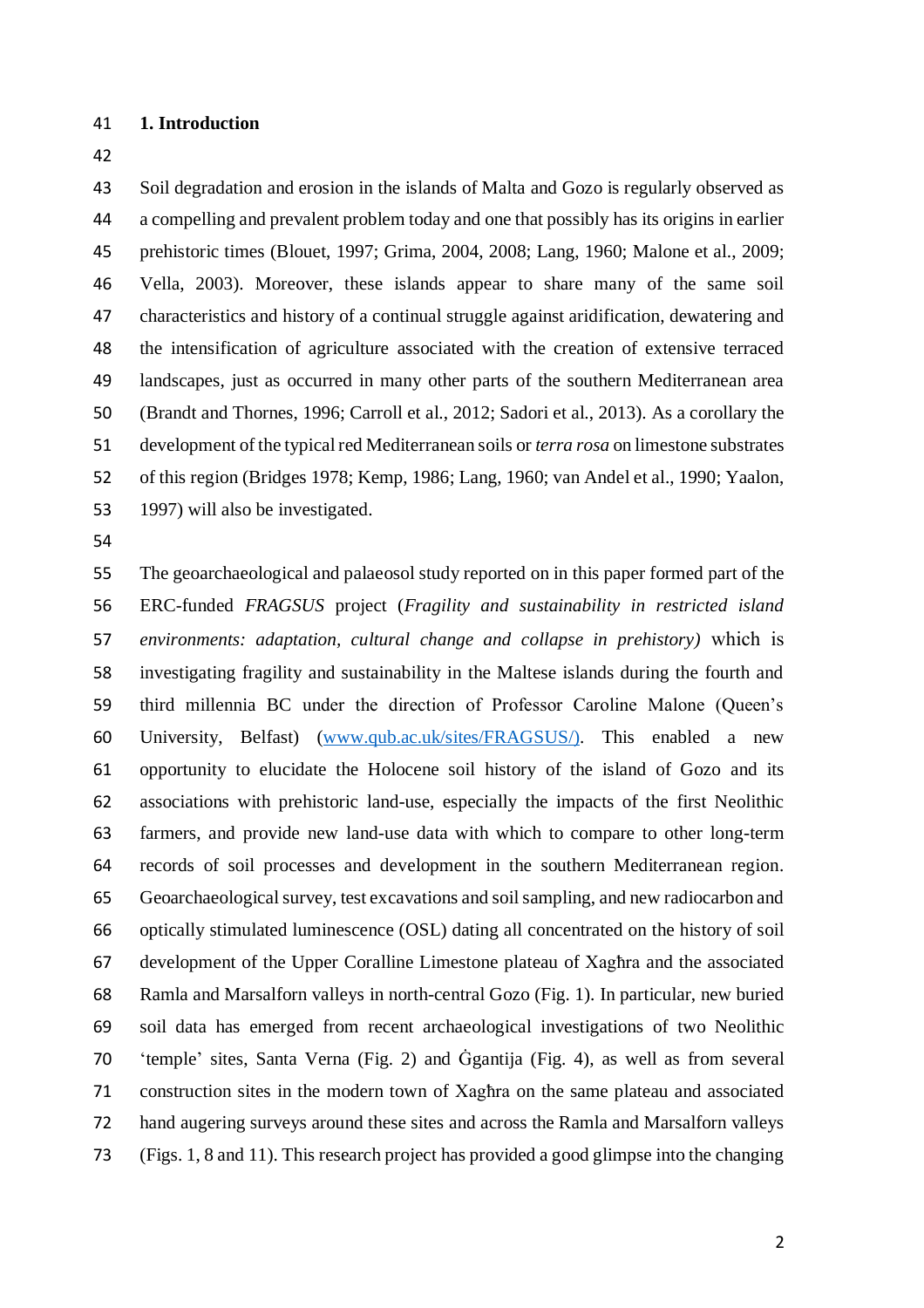## 1. Introduction

Soil degradation and erosion in the islands of Malta and Gozo is regularly observed as a compelling and prevalent problem today and one that possibly has its origins in earlier prehistoric times (Blouet, 1997; Grima, 2004, 2008; Lang, 1960; Malone et al., 2009; Vella, 2003). Moreover, these islands appear to share many of the same soil characteristics and history of a continual struggle against aridification, dewatering and the intensification of agriculture associated with the creation of extensive terraced landscapes, just as occurred in many other parts of the southern Mediterranean area (Brandt and Thornes, 1996; Carroll et al., 2012; Sadori et al., 2013). As a corollary the development of the typical red Mediterranean soils or *terra rosa* on limestone substrates of this region (Bridges 1978; Kemp, 1986; Lang, 1960; van Andel et al., 1990; Yaalon, 1997) will also be investigated.

The geoarchaeological and palaeosol study reported on in this paper formed part of the ERC-funded *FRAGSUS* project (*Fragility and sustainability in restricted island environments: adaptation, cultural change and collapse in prehistory)* which is investigating fragility and sustainability in the Maltese islands during the fourth and third millennia BC under the direction of Professor Caroline Malone (Queen's University, Belfast) (www.qub.ac.uk/sites/FRAGSUS/). This enabled a new opportunity to elucidate the Holocene soil history of the island of Gozo and its associations with prehistoric land-use, especially the impacts of the first Neolithic farmers, and provide new land-use data with which to compare to other long-term records of soil processes and development in the southern Mediterranean region. Geoarchaeological survey, test excavations and soil sampling, and new radiocarbon and optically stimulated luminescence (OSL) dating all concentrated on the history of soil development of the Upper Coralline Limestone plateau of Xagħra and the associated Ramla and Marsalforn valleys in north-central Gozo (Fig. 1). In particular, new buried soil data has emerged from recent archaeological investigations of two Neolithic 'temple' sites, Santa Verna (Fig. 2) and Ġgantija (Fig. 4), as well as from several construction sites in the modern town of Xagħra on the same plateau and associated hand augering surveys around these sites and across the Ramla and Marsalforn valleys (Figs. 1, 8 and 11). This research project has provided a good glimpse into the changing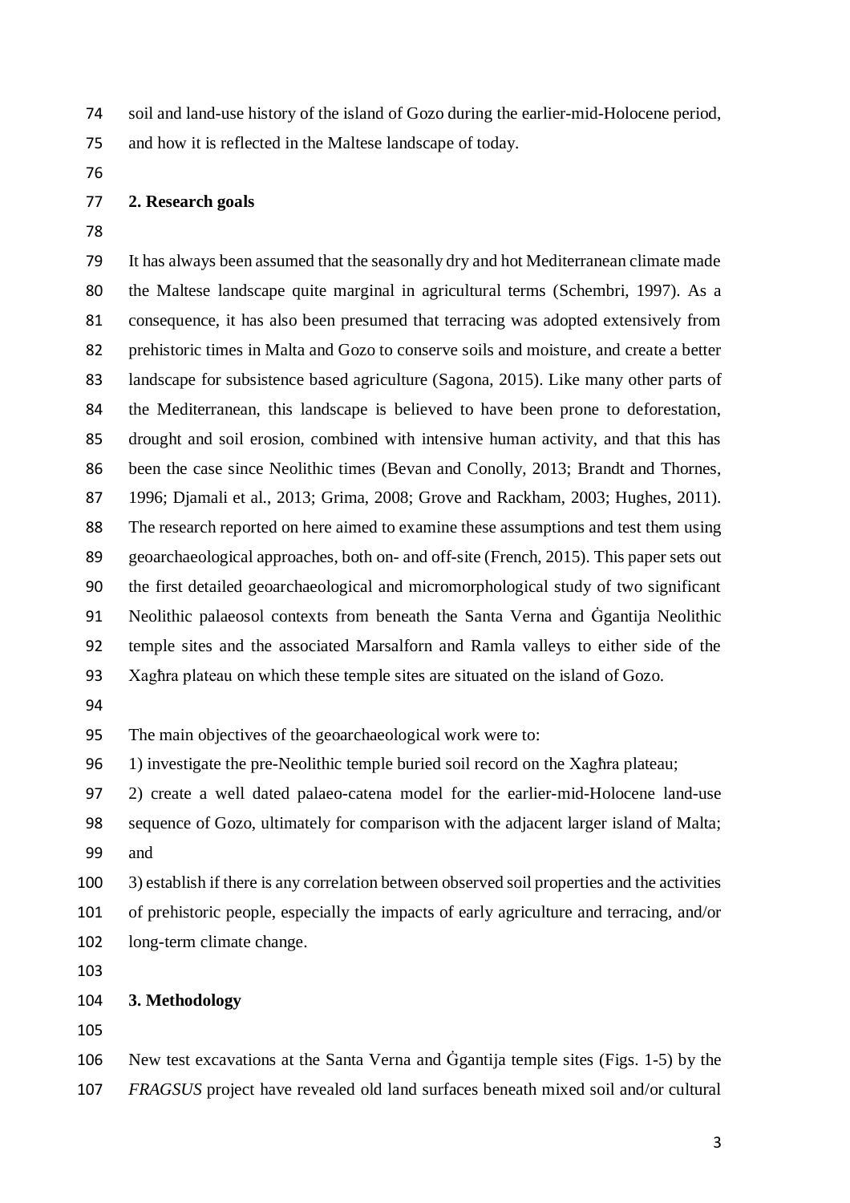soil and land-use history of the island of Gozo during the earlier-mid-Holocene period, and how it is reflected in the Maltese landscape of today.

## 2. Research goals

It has always been assumed that the seasonally dry and hot Mediterranean climate made the Maltese landscape quite marginal in agricultural terms (Schembri, 1997). As a consequence, it has also been presumed that terracing was adopted extensively from prehistoric times in Malta and Gozo to conserve soils and moisture, and create a better landscape for subsistence based agriculture (Sagona, 2015). Like many other parts of the Mediterranean, this landscape is believed to have been prone to deforestation, drought and soil erosion, combined with intensive human activity, and that this has been the case since Neolithic times (Bevan and Conolly, 2013; Brandt and Thornes, 1996; Djamali et al., 2013; Grima, 2008; Grove and Rackham, 2003; Hughes, 2011). The research reported on here aimed to examine these assumptions and test them using geoarchaeological approaches, both on- and off-site (French, 2015). This paper sets out the first detailed geoarchaeological and micromorphological study of two significant Neolithic palaeosol contexts from beneath the Santa Verna and Ġgantija Neolithic temple sites and the associated Marsalforn and Ramla valleys to either side of the Xagħra plateau on which these temple sites are situated on the island of Gozo.

The main objectives of the geoarchaeological work were to:

1) investigate the pre-Neolithic temple buried soil record on the Xagħra plateau;

2) create a well dated palaeo-catena model for the earlier-mid-Holocene land-use sequence of Gozo, ultimately for comparison with the adjacent larger island of Malta; and

3) establish if there is any correlation between observed soil properties and the activities of prehistoric people, especially the impacts of early agriculture and terracing, and/or long-term climate change.

## 3. Methodology

New test excavations at the Santa Verna and Ġgantija temple sites (Figs. 1-5) by the *FRAGSUS* project have revealed old land surfaces beneath mixed soil and/or cultural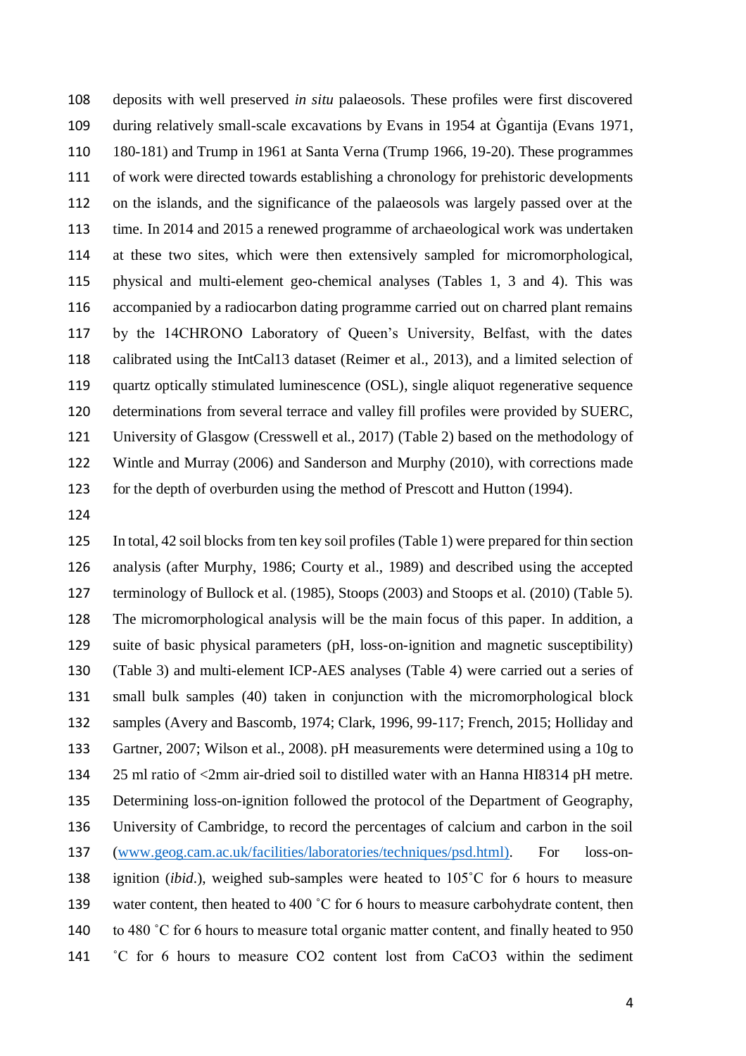deposits with well preserved *in situ* palaeosols. These profiles were first discovered during relatively small-scale excavations by Evans in 1954 at Ġgantija (Evans 1971, 180-181) and Trump in 1961 at Santa Verna (Trump 1966, 19-20). These programmes of work were directed towards establishing a chronology for prehistoric developments on the islands, and the significance of the palaeosols was largely passed over at the time. In 2014 and 2015 a renewed programme of archaeological work was undertaken at these two sites, which were then extensively sampled for micromorphological, physical and multi-element geo-chemical analyses (Tables 1, 3 and 4). This was accompanied by a radiocarbon dating programme carried out on charred plant remains by the 14CHRONO Laboratory of Queen's University, Belfast, with the dates calibrated using the IntCal13 dataset (Reimer et al., 2013), and a limited selection of quartz optically stimulated luminescence (OSL), single aliquot regenerative sequence determinations from several terrace and valley fill profiles were provided by SUERC, University of Glasgow (Cresswell et al., 2017) (Table 2) based on the methodology of Wintle and Murray (2006) and Sanderson and Murphy (2010), with corrections made for the depth of overburden using the method of Prescott and Hutton (1994).

In total, 42 soil blocks from ten key soil profiles (Table 1) were prepared for thin section analysis (after Murphy, 1986; Courty et al., 1989) and described using the accepted terminology of Bullock et al. (1985), Stoops (2003) and Stoops et al. (2010) (Table 5). The micromorphological analysis will be the main focus of this paper. In addition, a suite of basic physical parameters (pH, loss-on-ignition and magnetic susceptibility) (Table 3) and multi-element ICP-AES analyses (Table 4) were carried out a series of small bulk samples (40) taken in conjunction with the micromorphological block samples (Avery and Bascomb, 1974; Clark, 1996, 99-117; French, 2015; Holliday and Gartner, 2007; Wilson et al., 2008). pH measurements were determined using a 10g to 25 ml ratio of <2mm air-dried soil to distilled water with an Hanna HI8314 pH metre. Determining loss-on-ignition followed the protocol of the Department of Geography, University of Cambridge, to record the percentages of calcium and carbon in the soil ([www.geog.cam.ac.uk/facilities/laboratories/techniques/psd.html](www.geog.cam.ac.uk/facilities/laboratories/techniques/psd.html)). For loss-on-ignition (*ibid*.), weighed sub-samples were heated to 105˚C for 6 hours to measure water content, then heated to 400 ˚C for 6 hours to measure carbohydrate content, then to 480 ˚C for 6 hours to measure total organic matter content, and finally heated to 950 ˚C for 6 hours to measure $CO_2$ content lost from $CaCO_3$ within the sediment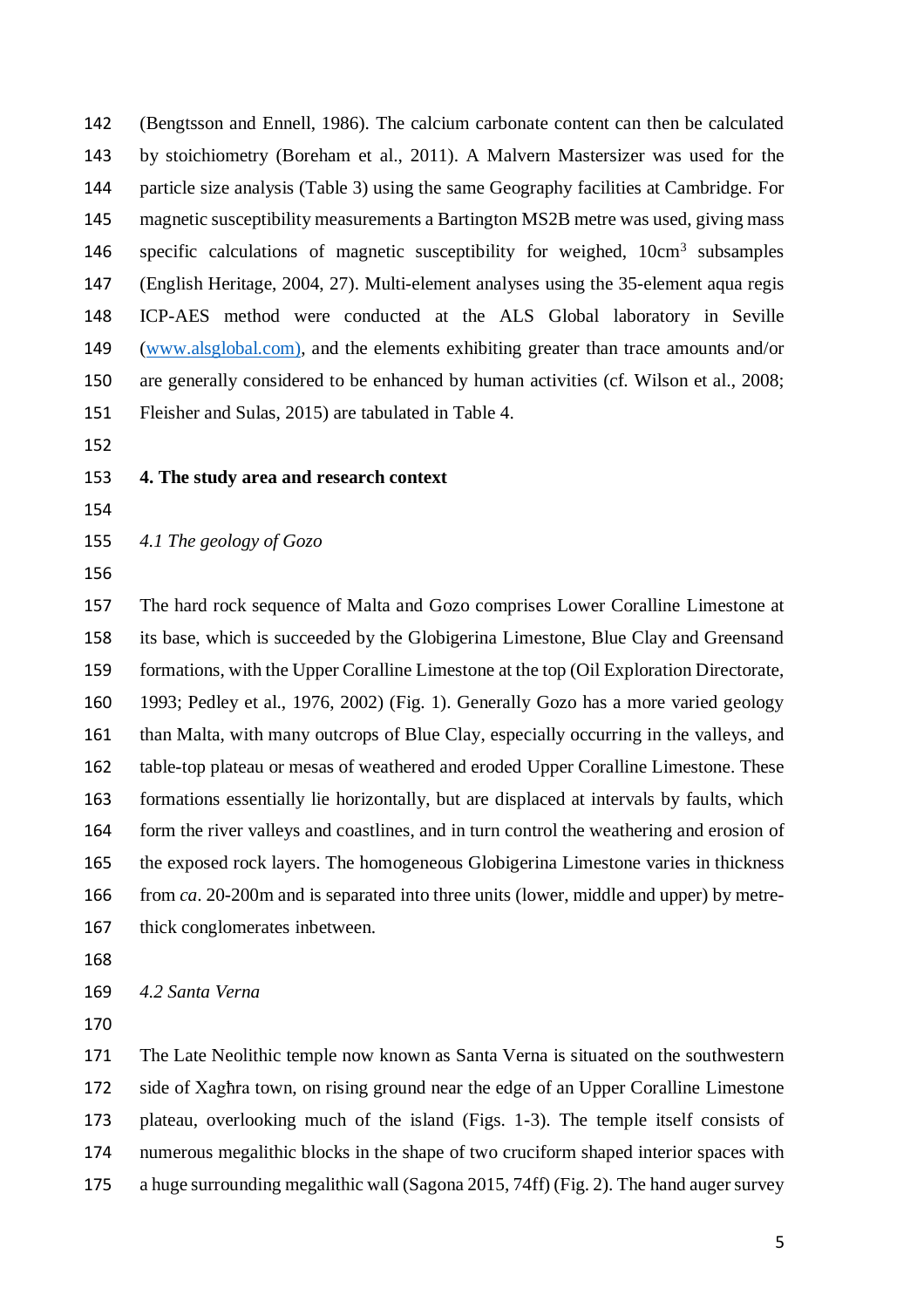(Bengtsson and Ennell, 1986). The calcium carbonate content can then be calculated by stoichiometry (Boreham et al., 2011). A Malvern Mastersizer was used for the particle size analysis (Table 3) using the same Geography facilities at Cambridge. For magnetic susceptibility measurements a Bartington MS2B metre was used, giving mass specific calculations of magnetic susceptibility for weighed, $10cm^3$ subsamples (English Heritage, 2004, 27). Multi-element analyses using the 35-element aqua regis ICP-AES method were conducted at the ALS Global laboratory in Seville (www.alsglobal.com), and the elements exhibiting greater than trace amounts and/or are generally considered to be enhanced by human activities (cf. Wilson et al., 2008; Fleisher and Sulas, 2015) are tabulated in Table 4.

## 4. The study area and research context

### *4.1 The geology of Gozo*

The hard rock sequence of Malta and Gozo comprises Lower Coralline Limestone at its base, which is succeeded by the Globigerina Limestone, Blue Clay and Greensand formations, with the Upper Coralline Limestone at the top (Oil Exploration Directorate, 1993; Pedley et al., 1976, 2002) (Fig. 1). Generally Gozo has a more varied geology than Malta, with many outcrops of Blue Clay, especially occurring in the valleys, and table-top plateau or mesas of weathered and eroded Upper Coralline Limestone. These formations essentially lie horizontally, but are displaced at intervals by faults, which form the river valleys and coastlines, and in turn control the weathering and erosion of the exposed rock layers. The homogeneous Globigerina Limestone varies in thickness from *ca*. 20-200m and is separated into three units (lower, middle and upper) by metre-thick conglomerates inbetween.

### *4.2 Santa Verna*

The Late Neolithic temple now known as Santa Verna is situated on the southwestern side of Xaghra town, on rising ground near the edge of an Upper Coralline Limestone plateau, overlooking much of the island (Figs. 1-3). The temple itself consists of numerous megalithic blocks in the shape of two cruciform shaped interior spaces with a huge surrounding megalithic wall (Sagona 2015, 74ff) (Fig. 2). The hand auger survey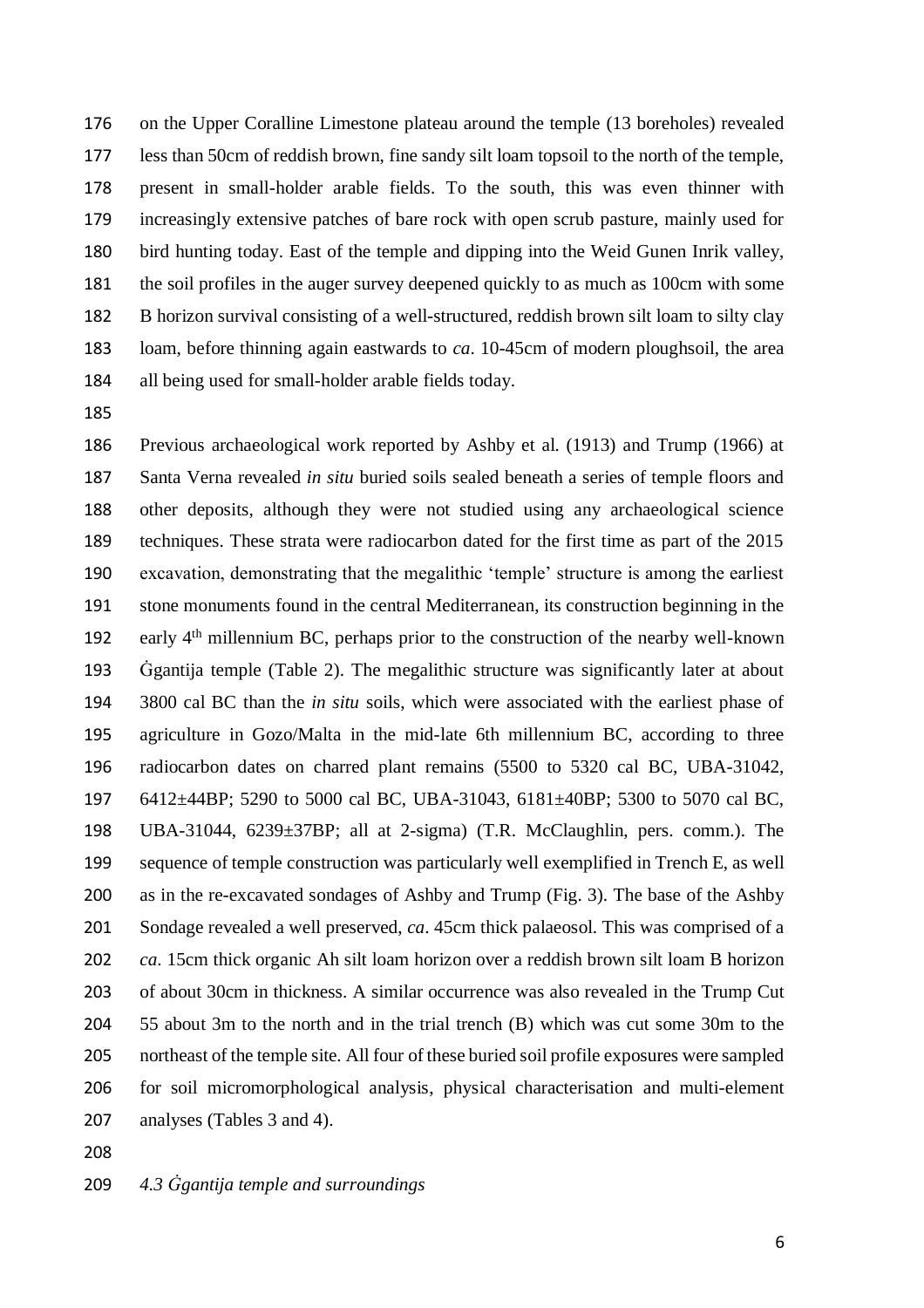on the Upper Coralline Limestone plateau around the temple (13 boreholes) revealed less than 50cm of reddish brown, fine sandy silt loam topsoil to the north of the temple, present in small-holder arable fields. To the south, this was even thinner with increasingly extensive patches of bare rock with open scrub pasture, mainly used for bird hunting today. East of the temple and dipping into the Weid Gunen Inrik valley, the soil profiles in the auger survey deepened quickly to as much as 100cm with some B horizon survival consisting of a well-structured, reddish brown silt loam to silty clay loam, before thinning again eastwards to *ca*. 10-45cm of modern ploughsoil, the area all being used for small-holder arable fields today.

Previous archaeological work reported by Ashby et al. (1913) and Trump (1966) at Santa Verna revealed *in situ* buried soils sealed beneath a series of temple floors and other deposits, although they were not studied using any archaeological science techniques. These strata were radiocarbon dated for the first time as part of the 2015 excavation, demonstrating that the megalithic 'temple' structure is among the earliest stone monuments found in the central Mediterranean, its construction beginning in the early 4th millennium BC, perhaps prior to the construction of the nearby well-known Ġgantija temple (Table 2). The megalithic structure was significantly later at about 3800 cal BC than the *in situ* soils, which were associated with the earliest phase of agriculture in Gozo/Malta in the mid-late 6th millennium BC, according to three radiocarbon dates on charred plant remains (5500 to 5320 cal BC, UBA-31042, 6412±44BP; 5290 to 5000 cal BC, UBA-31043, 6181±40BP; 5300 to 5070 cal BC, UBA-31044, 6239±37BP; all at 2-sigma) (T.R. McClaughlin, pers. comm.). The sequence of temple construction was particularly well exemplified in Trench E, as well as in the re-excavated sondages of Ashby and Trump (Fig. 3). The base of the Ashby Sondage revealed a well preserved, *ca*. 45cm thick palaeosol. This was comprised of a *ca*. 15cm thick organic Ah silt loam horizon over a reddish brown silt loam B horizon of about 30cm in thickness. A similar occurrence was also revealed in the Trump Cut 55 about 3m to the north and in the trial trench (B) which was cut some 30m to the northeast of the temple site. All four of these buried soil profile exposures were sampled for soil micromorphological analysis, physical characterisation and multi-element analyses (Tables 3 and 4).

*4.3 Ġgantija temple and surroundings*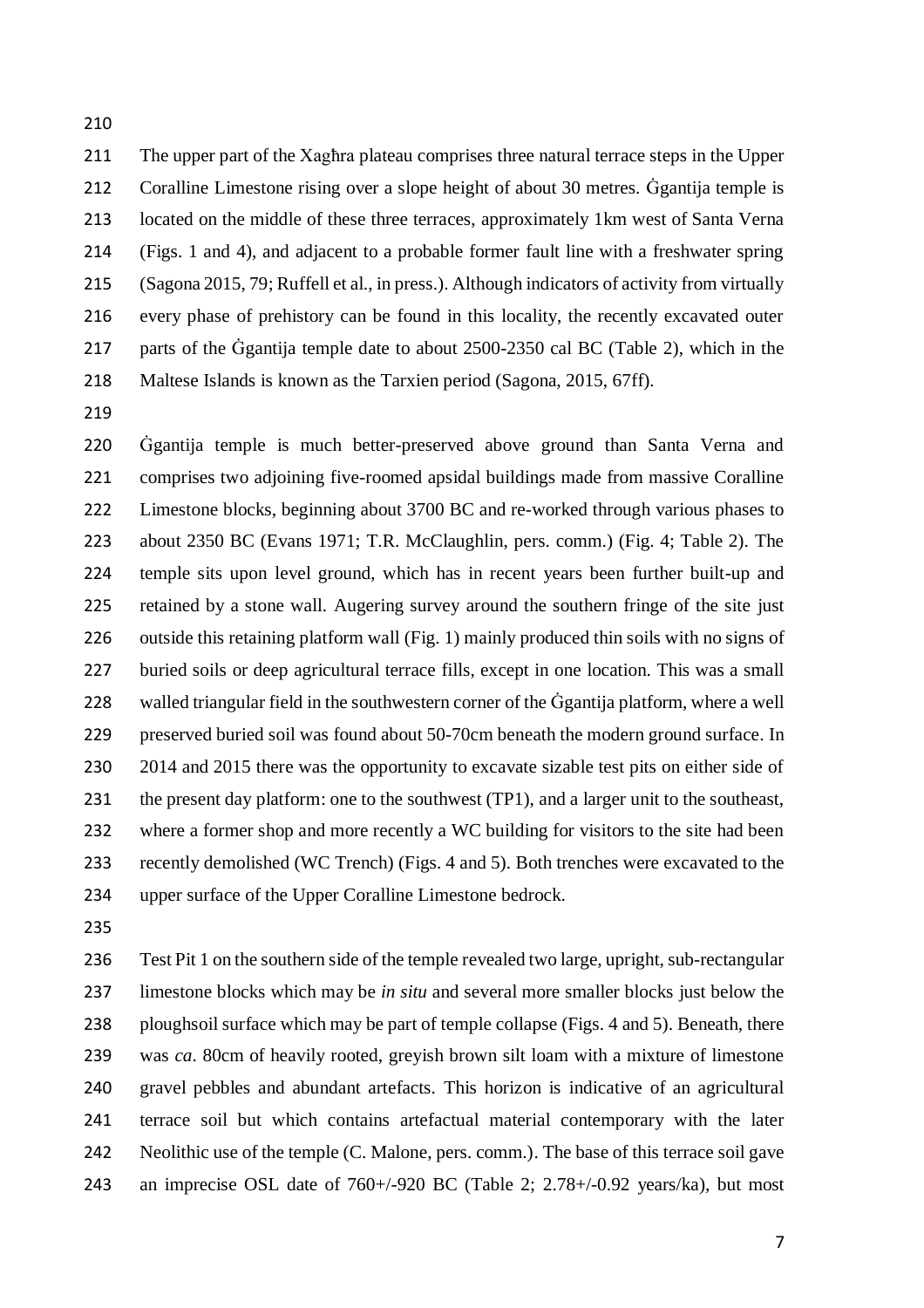The upper part of the Xagħra plateau comprises three natural terrace steps in the Upper Coralline Limestone rising over a slope height of about 30 metres. Ġgantija temple is located on the middle of these three terraces, approximately 1km west of Santa Verna (Figs. 1 and 4), and adjacent to a probable former fault line with a freshwater spring (Sagona 2015, 79; Ruffell et al., in press.). Although indicators of activity from virtually every phase of prehistory can be found in this locality, the recently excavated outer parts of the Ġgantija temple date to about 2500-2350 cal BC (Table 2), which in the Maltese Islands is known as the Tarxien period (Sagona, 2015, 67ff).

Ġgantija temple is much better-preserved above ground than Santa Verna and comprises two adjoining five-roomed apsidal buildings made from massive Coralline Limestone blocks, beginning about 3700 BC and re-worked through various phases to about 2350 BC (Evans 1971; T.R. McClaughlin, pers. comm.) (Fig. 4; Table 2). The temple sits upon level ground, which has in recent years been further built-up and retained by a stone wall. Augering survey around the southern fringe of the site just outside this retaining platform wall (Fig. 1) mainly produced thin soils with no signs of buried soils or deep agricultural terrace fills, except in one location. This was a small walled triangular field in the southwestern corner of the Ġgantija platform, where a well preserved buried soil was found about 50-70cm beneath the modern ground surface. In 2014 and 2015 there was the opportunity to excavate sizable test pits on either side of the present day platform: one to the southwest (TP1), and a larger unit to the southeast, where a former shop and more recently a WC building for visitors to the site had been recently demolished (WC Trench) (Figs. 4 and 5). Both trenches were excavated to the upper surface of the Upper Coralline Limestone bedrock.

Test Pit 1 on the southern side of the temple revealed two large, upright, sub-rectangular limestone blocks which may be *in situ* and several more smaller blocks just below the ploughsoil surface which may be part of temple collapse (Figs. 4 and 5). Beneath, there was *ca*. 80cm of heavily rooted, greyish brown silt loam with a mixture of limestone gravel pebbles and abundant artefacts. This horizon is indicative of an agricultural terrace soil but which contains artefactual material contemporary with the later Neolithic use of the temple (C. Malone, pers. comm.). The base of this terrace soil gave an imprecise OSL date of 760+/-920 BC (Table 2; 2.78+/-0.92 years/ka), but most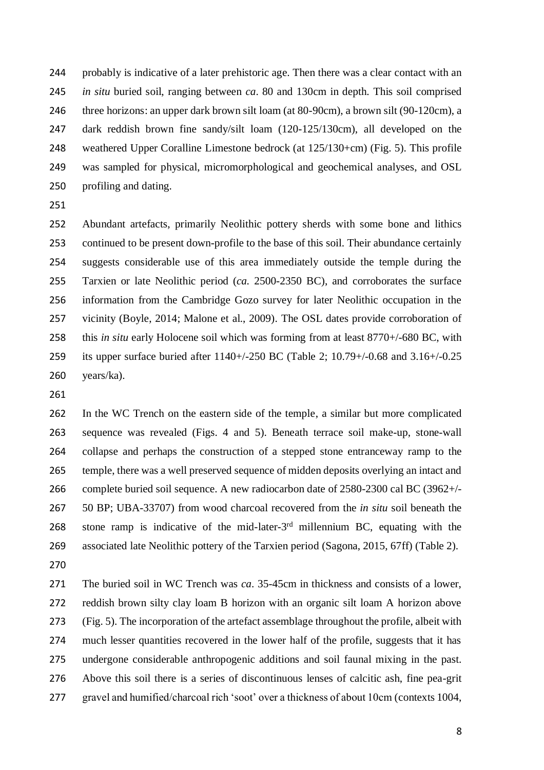probably is indicative of a later prehistoric age. Then there was a clear contact with an *in situ* buried soil, ranging between *ca*. 80 and 130cm in depth. This soil comprised three horizons: an upper dark brown silt loam (at 80-90cm), a brown silt (90-120cm), a dark reddish brown fine sandy/silt loam (120-125/130cm), all developed on the weathered Upper Coralline Limestone bedrock (at 125/130+cm) (Fig. 5). This profile was sampled for physical, micromorphological and geochemical analyses, and OSL profiling and dating.

Abundant artefacts, primarily Neolithic pottery sherds with some bone and lithics continued to be present down-profile to the base of this soil. Their abundance certainly suggests considerable use of this area immediately outside the temple during the Tarxien or late Neolithic period (*ca.* 2500-2350 BC), and corroborates the surface information from the Cambridge Gozo survey for later Neolithic occupation in the vicinity (Boyle, 2014; Malone et al., 2009). The OSL dates provide corroboration of this *in situ* early Holocene soil which was forming from at least 8770+/-680 BC, with its upper surface buried after 1140+/-250 BC (Table 2; 10.79+/-0.68 and 3.16+/-0.25 years/ka).

In the WC Trench on the eastern side of the temple, a similar but more complicated sequence was revealed (Figs. 4 and 5). Beneath terrace soil make-up, stone-wall collapse and perhaps the construction of a stepped stone entranceway ramp to the temple, there was a well preserved sequence of midden deposits overlying an intact and complete buried soil sequence. A new radiocarbon date of 2580-2300 cal BC (3962+/-50 BP; UBA-33707) from wood charcoal recovered from the *in situ* soil beneath the stone ramp is indicative of the mid-later-3rd millennium BC, equating with the associated late Neolithic pottery of the Tarxien period (Sagona, 2015, 67ff) (Table 2).

The buried soil in WC Trench was *ca*. 35-45cm in thickness and consists of a lower, reddish brown silty clay loam B horizon with an organic silt loam A horizon above (Fig. 5). The incorporation of the artefact assemblage throughout the profile, albeit with much lesser quantities recovered in the lower half of the profile, suggests that it has undergone considerable anthropogenic additions and soil faunal mixing in the past. Above this soil there is a series of discontinuous lenses of calcitic ash, fine pea-grit gravel and humified/charcoal rich 'soot' over a thickness of about 10cm (contexts 1004,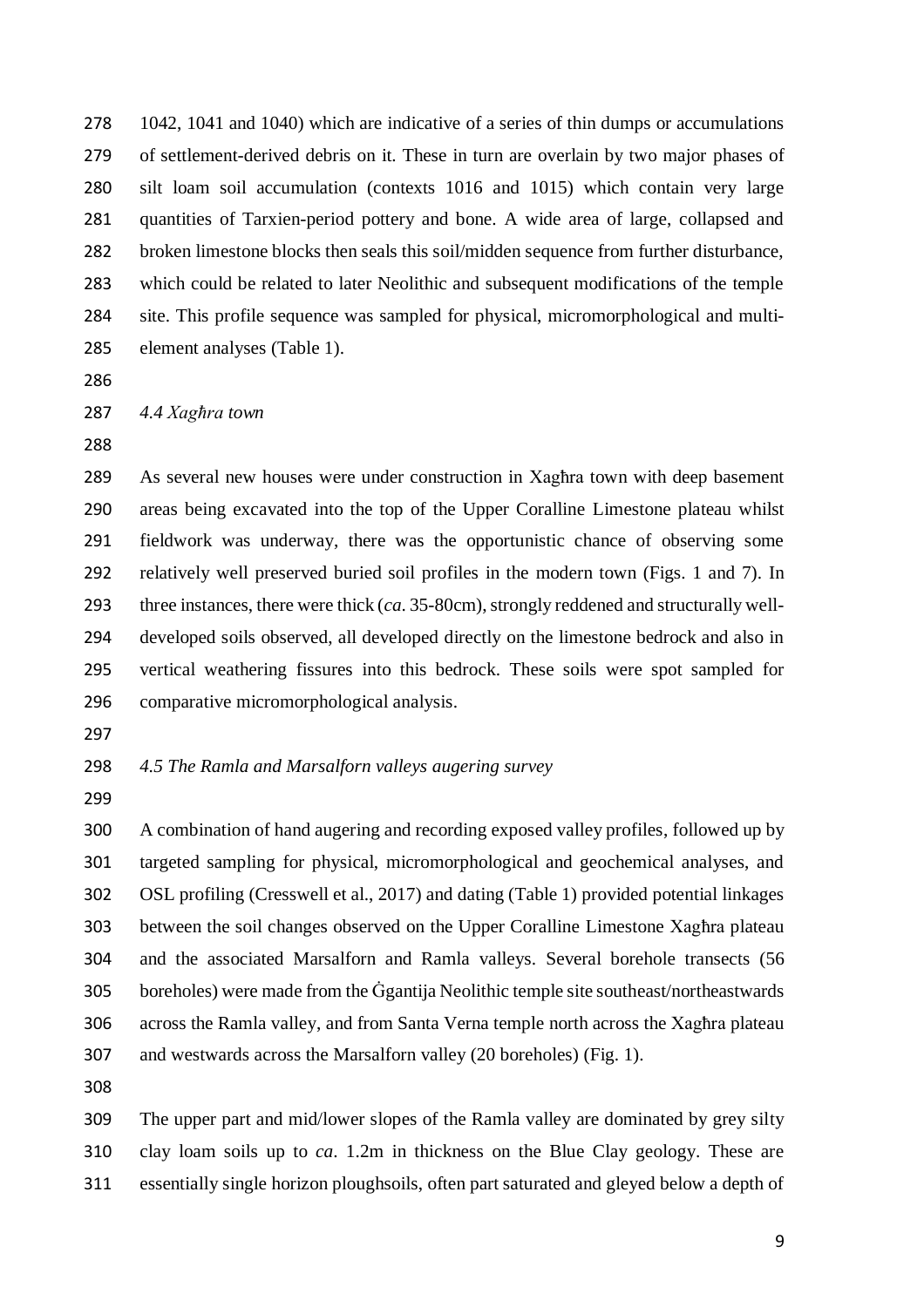1042, 1041 and 1040) which are indicative of a series of thin dumps or accumulations of settlement-derived debris on it. These in turn are overlain by two major phases of silt loam soil accumulation (contexts 1016 and 1015) which contain very large quantities of Tarxien-period pottery and bone. A wide area of large, collapsed and broken limestone blocks then seals this soil/midden sequence from further disturbance, which could be related to later Neolithic and subsequent modifications of the temple site. This profile sequence was sampled for physical, micromorphological and multi-element analyses (Table 1).

### *4.4 Xagħra town*

As several new houses were under construction in Xagħra town with deep basement areas being excavated into the top of the Upper Coralline Limestone plateau whilst fieldwork was underway, there was the opportunistic chance of observing some relatively well preserved buried soil profiles in the modern town (Figs. 1 and 7). In three instances, there were thick (*ca.* 35-80cm), strongly reddened and structurally well-developed soils observed, all developed directly on the limestone bedrock and also in vertical weathering fissures into this bedrock. These soils were spot sampled for comparative micromorphological analysis.

### *4.5 The Ramla and Marsalforn valleys augering survey*

A combination of hand augering and recording exposed valley profiles, followed up by targeted sampling for physical, micromorphological and geochemical analyses, and OSL profiling (Cresswell et al., 2017) and dating (Table 1) provided potential linkages between the soil changes observed on the Upper Coralline Limestone Xagħra plateau and the associated Marsalforn and Ramla valleys. Several borehole transects (56 boreholes) were made from the Ġgantija Neolithic temple site southeast/northeastwards across the Ramla valley, and from Santa Verna temple north across the Xagħra plateau and westwards across the Marsalforn valley (20 boreholes) (Fig. 1).

The upper part and mid/lower slopes of the Ramla valley are dominated by grey silty clay loam soils up to *ca.* 1.2m in thickness on the Blue Clay geology. These are essentially single horizon ploughsoils, often part saturated and gleyed below a depth of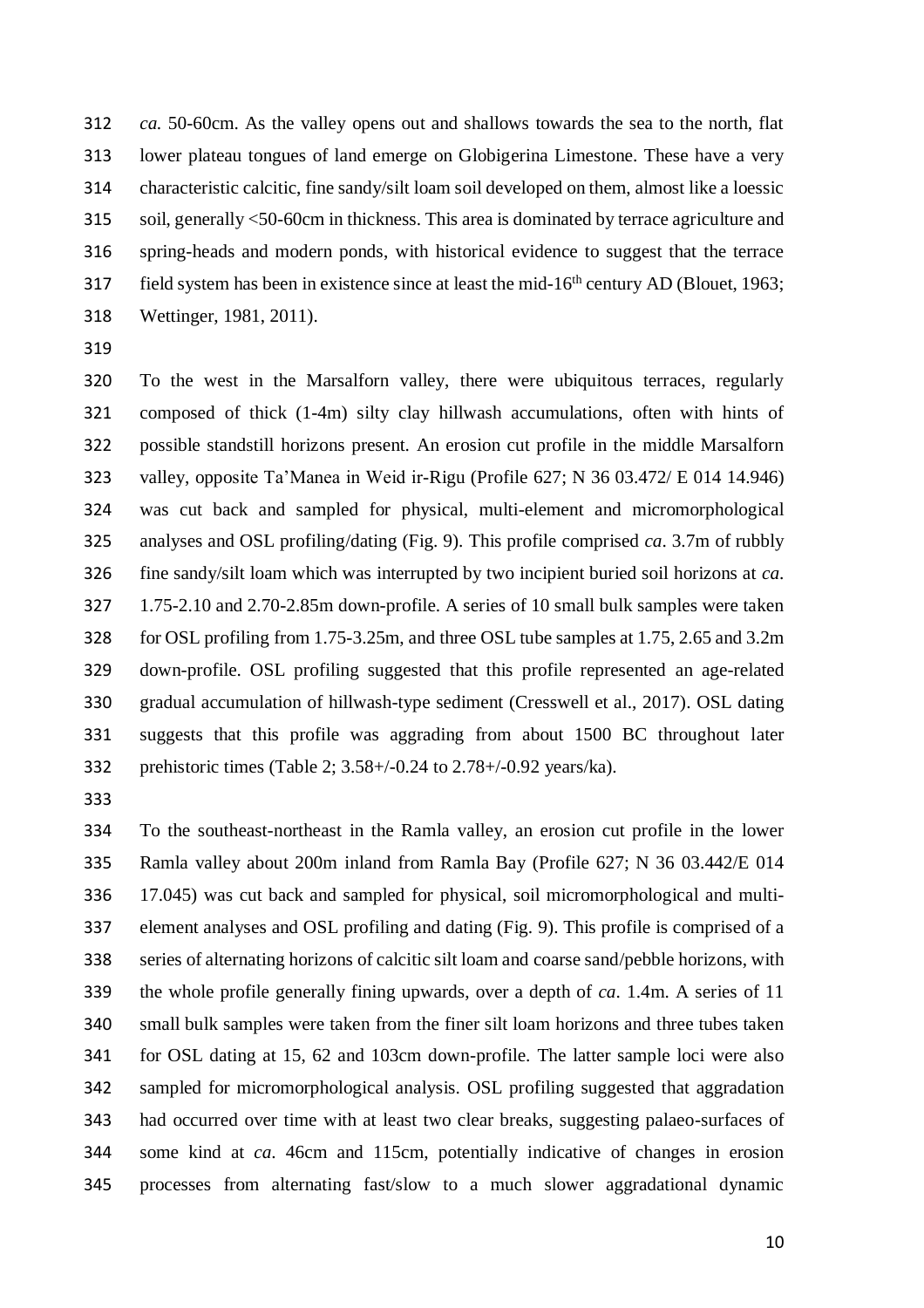*ca.* 50-60cm. As the valley opens out and shallows towards the sea to the north, flat lower plateau tongues of land emerge on Globigerina Limestone. These have a very characteristic calcitic, fine sandy/silt loam soil developed on them, almost like a loessic soil, generally <50-60cm in thickness. This area is dominated by terrace agriculture and spring-heads and modern ponds, with historical evidence to suggest that the terrace field system has been in existence since at least the mid-16th century AD (Blouet, 1963; Wettinger, 1981, 2011).

To the west in the Marsalforn valley, there were ubiquitous terraces, regularly composed of thick (1-4m) silty clay hillwash accumulations, often with hints of possible standstill horizons present. An erosion cut profile in the middle Marsalforn valley, opposite Ta'Manea in Weid ir-Rigu (Profile 627; N 36 03.472/ E 014 14.946) was cut back and sampled for physical, multi-element and micromorphological analyses and OSL profiling/dating (Fig. 9). This profile comprised *ca*. 3.7m of rubbly fine sandy/silt loam which was interrupted by two incipient buried soil horizons at *ca*. 1.75-2.10 and 2.70-2.85m down-profile. A series of 10 small bulk samples were taken for OSL profiling from 1.75-3.25m, and three OSL tube samples at 1.75, 2.65 and 3.2m down-profile. OSL profiling suggested that this profile represented an age-related gradual accumulation of hillwash-type sediment (Cresswell et al., 2017). OSL dating suggests that this profile was aggrading from about 1500 BC throughout later prehistoric times (Table 2; 3.58+/-0.24 to 2.78+/-0.92 years/ka).

To the southeast-northeast in the Ramla valley, an erosion cut profile in the lower Ramla valley about 200m inland from Ramla Bay (Profile 627; N 36 03.442/E 014 17.045) was cut back and sampled for physical, soil micromorphological and multi-element analyses and OSL profiling and dating (Fig. 9). This profile is comprised of a series of alternating horizons of calcitic silt loam and coarse sand/pebble horizons, with the whole profile generally fining upwards, over a depth of *ca*. 1.4m. A series of 11 small bulk samples were taken from the finer silt loam horizons and three tubes taken for OSL dating at 15, 62 and 103cm down-profile. The latter sample loci were also sampled for micromorphological analysis. OSL profiling suggested that aggradation had occurred over time with at least two clear breaks, suggesting palaeo-surfaces of some kind at *ca*. 46cm and 115cm, potentially indicative of changes in erosion processes from alternating fast/slow to a much slower aggradational dynamic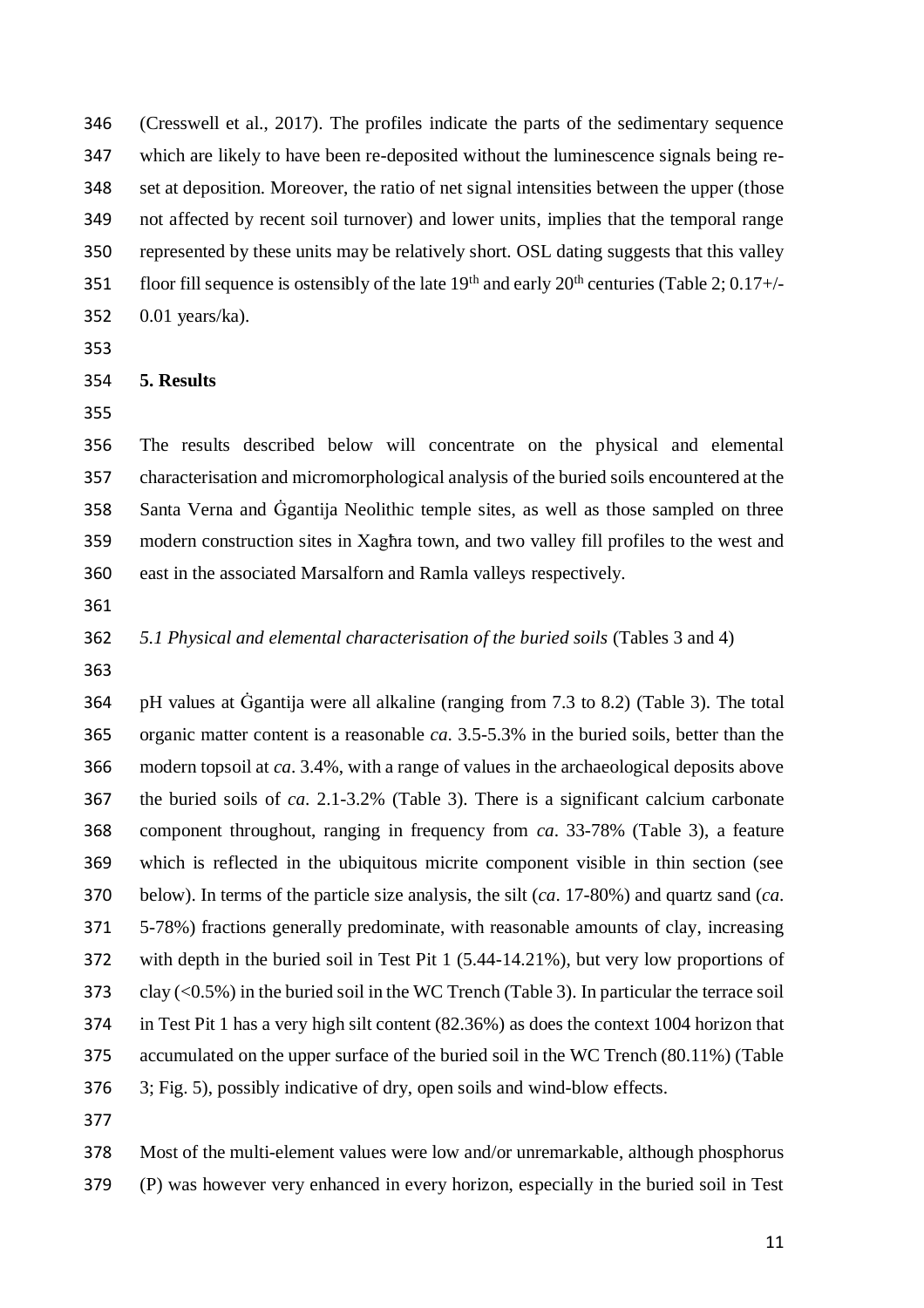(Cresswell et al., 2017). The profiles indicate the parts of the sedimentary sequence which are likely to have been re-deposited without the luminescence signals being re-set at deposition. Moreover, the ratio of net signal intensities between the upper (those not affected by recent soil turnover) and lower units, implies that the temporal range represented by these units may be relatively short. OSL dating suggests that this valley floor fill sequence is ostensibly of the late 19th and early 20th centuries (Table 2; 0.17+/-0.01 years/ka).

## 5. Results

The results described below will concentrate on the physical and elemental characterisation and micromorphological analysis of the buried soils encountered at the Santa Verna and Ġgantija Neolithic temple sites, as well as those sampled on three modern construction sites in Xagħra town, and two valley fill profiles to the west and east in the associated Marsalforn and Ramla valleys respectively.

### *5.1 Physical and elemental characterisation of the buried soils* (Tables 3 and 4)

pH values at Ġgantija were all alkaline (ranging from 7.3 to 8.2) (Table 3). The total organic matter content is a reasonable *ca*. 3.5-5.3% in the buried soils, better than the modern topsoil at *ca*. 3.4%, with a range of values in the archaeological deposits above the buried soils of *ca*. 2.1-3.2% (Table 3). There is a significant calcium carbonate component throughout, ranging in frequency from *ca*. 33-78% (Table 3), a feature which is reflected in the ubiquitous micrite component visible in thin section (see below). In terms of the particle size analysis, the silt (*ca*. 17-80%) and quartz sand (*ca*. 5-78%) fractions generally predominate, with reasonable amounts of clay, increasing with depth in the buried soil in Test Pit 1 (5.44-14.21%), but very low proportions of clay (<0.5%) in the buried soil in the WC Trench (Table 3). In particular the terrace soil in Test Pit 1 has a very high silt content (82.36%) as does the context 1004 horizon that accumulated on the upper surface of the buried soil in the WC Trench (80.11%) (Table 3; Fig. 5), possibly indicative of dry, open soils and wind-blow effects.

Most of the multi-element values were low and/or unremarkable, although phosphorus (P) was however very enhanced in every horizon, especially in the buried soil in Test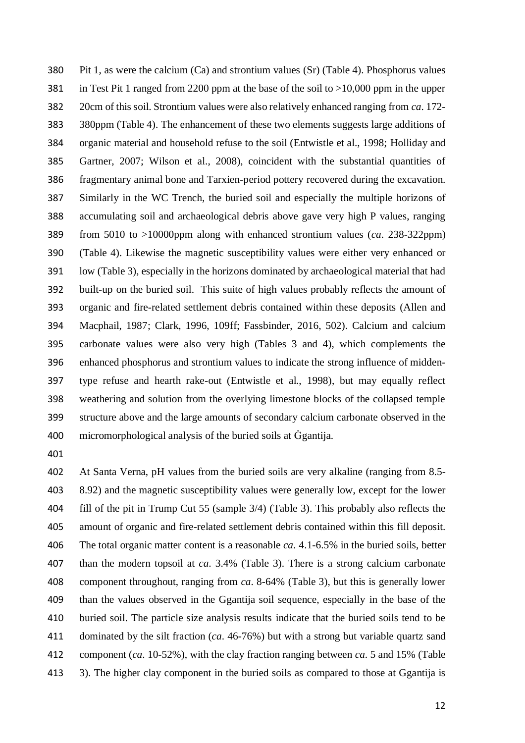Pit 1, as were the calcium (Ca) and strontium values (Sr) (Table 4). Phosphorus values in Test Pit 1 ranged from 2200 ppm at the base of the soil to >10,000 ppm in the upper 20cm of this soil. Strontium values were also relatively enhanced ranging from *ca*. 172-380ppm (Table 4). The enhancement of these two elements suggests large additions of organic material and household refuse to the soil (Entwistle et al., 1998; Holliday and Gartner, 2007; Wilson et al., 2008), coincident with the substantial quantities of fragmentary animal bone and Tarxien-period pottery recovered during the excavation. Similarly in the WC Trench, the buried soil and especially the multiple horizons of accumulating soil and archaeological debris above gave very high P values, ranging from 5010 to >10000ppm along with enhanced strontium values (*ca*. 238-322ppm) (Table 4). Likewise the magnetic susceptibility values were either very enhanced or low (Table 3), especially in the horizons dominated by archaeological material that had built-up on the buried soil. This suite of high values probably reflects the amount of organic and fire-related settlement debris contained within these deposits (Allen and Macphail, 1987; Clark, 1996, 109ff; Fassbinder, 2016, 502). Calcium and calcium carbonate values were also very high (Tables 3 and 4), which complements the enhanced phosphorus and strontium values to indicate the strong influence of midden-type refuse and hearth rake-out (Entwistle et al., 1998), but may equally reflect weathering and solution from the overlying limestone blocks of the collapsed temple structure above and the large amounts of secondary calcium carbonate observed in the micromorphological analysis of the buried soils at Ġgantija.

At Santa Verna, pH values from the buried soils are very alkaline (ranging from 8.5-8.92) and the magnetic susceptibility values were generally low, except for the lower fill of the pit in Trump Cut 55 (sample 3/4) (Table 3). This probably also reflects the amount of organic and fire-related settlement debris contained within this fill deposit. The total organic matter content is a reasonable *ca*. 4.1-6.5% in the buried soils, better than the modern topsoil at *ca*. 3.4% (Table 3). There is a strong calcium carbonate component throughout, ranging from *ca*. 8-64% (Table 3), but this is generally lower than the values observed in the Ggantija soil sequence, especially in the base of the buried soil. The particle size analysis results indicate that the buried soils tend to be dominated by the silt fraction (*ca*. 46-76%) but with a strong but variable quartz sand component (*ca*. 10-52%), with the clay fraction ranging between *ca*. 5 and 15% (Table 3). The higher clay component in the buried soils as compared to those at Ggantija is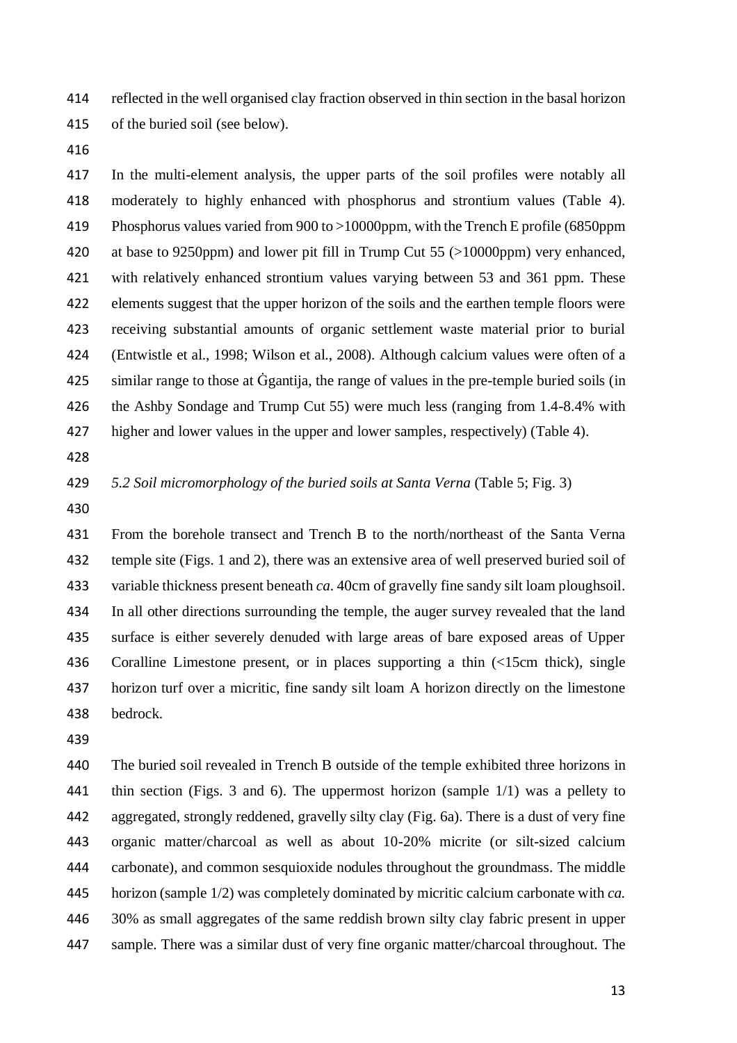reflected in the well organised clay fraction observed in thin section in the basal horizon of the buried soil (see below).

In the multi-element analysis, the upper parts of the soil profiles were notably all moderately to highly enhanced with phosphorus and strontium values (Table 4). Phosphorus values varied from 900 to >10000ppm, with the Trench E profile (6850ppm at base to 9250ppm) and lower pit fill in Trump Cut 55 (>10000ppm) very enhanced, with relatively enhanced strontium values varying between 53 and 361 ppm. These elements suggest that the upper horizon of the soils and the earthen temple floors were receiving substantial amounts of organic settlement waste material prior to burial (Entwistle et al., 1998; Wilson et al., 2008). Although calcium values were often of a similar range to those at Ġgantija, the range of values in the pre-temple buried soils (in the Ashby Sondage and Trump Cut 55) were much less (ranging from 1.4-8.4% with higher and lower values in the upper and lower samples, respectively) (Table 4).

*5.2 Soil micromorphology of the buried soils at Santa Verna* (Table 5; Fig. 3)

From the borehole transect and Trench B to the north/northeast of the Santa Verna temple site (Figs. 1 and 2), there was an extensive area of well preserved buried soil of variable thickness present beneath *ca*. 40cm of gravelly fine sandy silt loam ploughsoil. In all other directions surrounding the temple, the auger survey revealed that the land surface is either severely denuded with large areas of bare exposed areas of Upper Coralline Limestone present, or in places supporting a thin (<15cm thick), single horizon turf over a micritic, fine sandy silt loam A horizon directly on the limestone bedrock.

The buried soil revealed in Trench B outside of the temple exhibited three horizons in thin section (Figs. 3 and 6). The uppermost horizon (sample 1/1) was a pellety to aggregated, strongly reddened, gravelly silty clay (Fig. 6a). There is a dust of very fine organic matter/charcoal as well as about 10-20% micrite (or silt-sized calcium carbonate), and common sesquioxide nodules throughout the groundmass. The middle horizon (sample 1/2) was completely dominated by micritic calcium carbonate with *ca.* 30% as small aggregates of the same reddish brown silty clay fabric present in upper sample. There was a similar dust of very fine organic matter/charcoal throughout. The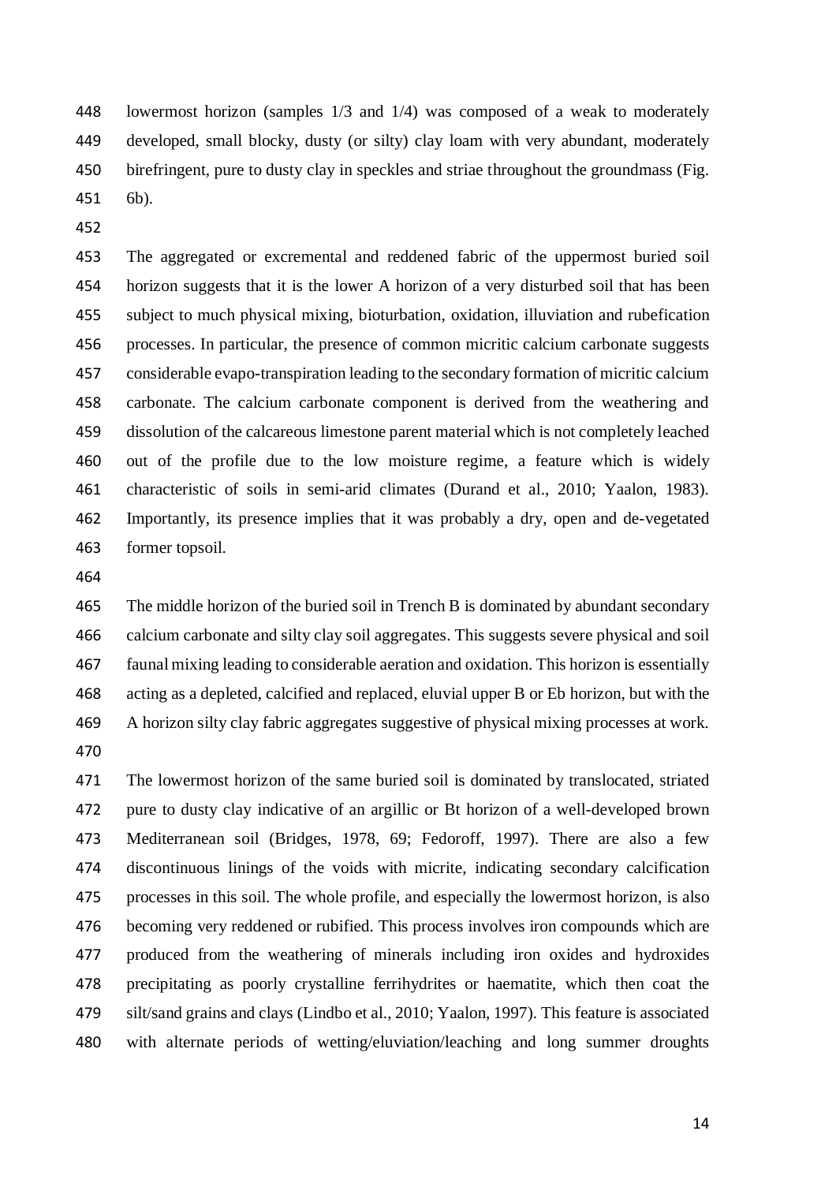lowermost horizon (samples 1/3 and 1/4) was composed of a weak to moderately developed, small blocky, dusty (or silty) clay loam with very abundant, moderately birefringent, pure to dusty clay in speckles and striae throughout the groundmass (Fig. 6b).

The aggregated or excremental and reddened fabric of the uppermost buried soil horizon suggests that it is the lower A horizon of a very disturbed soil that has been subject to much physical mixing, bioturbation, oxidation, illuviation and rubefication processes. In particular, the presence of common micritic calcium carbonate suggests considerable evapo-transpiration leading to the secondary formation of micritic calcium carbonate. The calcium carbonate component is derived from the weathering and dissolution of the calcareous limestone parent material which is not completely leached out of the profile due to the low moisture regime, a feature which is widely characteristic of soils in semi-arid climates (Durand et al., 2010; Yaalon, 1983). Importantly, its presence implies that it was probably a dry, open and de-vegetated former topsoil.

The middle horizon of the buried soil in Trench B is dominated by abundant secondary calcium carbonate and silty clay soil aggregates. This suggests severe physical and soil faunal mixing leading to considerable aeration and oxidation. This horizon is essentially acting as a depleted, calcified and replaced, eluvial upper B or Eb horizon, but with the A horizon silty clay fabric aggregates suggestive of physical mixing processes at work.

The lowermost horizon of the same buried soil is dominated by translocated, striated pure to dusty clay indicative of an argillic or Bt horizon of a well-developed brown Mediterranean soil (Bridges, 1978, 69; Fedoroff, 1997). There are also a few discontinuous linings of the voids with micrite, indicating secondary calcification processes in this soil. The whole profile, and especially the lowermost horizon, is also becoming very reddened or rubified. This process involves iron compounds which are produced from the weathering of minerals including iron oxides and hydroxides precipitating as poorly crystalline ferrihydrites or haematite, which then coat the silt/sand grains and clays (Lindbo et al., 2010; Yaalon, 1997). This feature is associated with alternate periods of wetting/eluviation/leaching and long summer droughts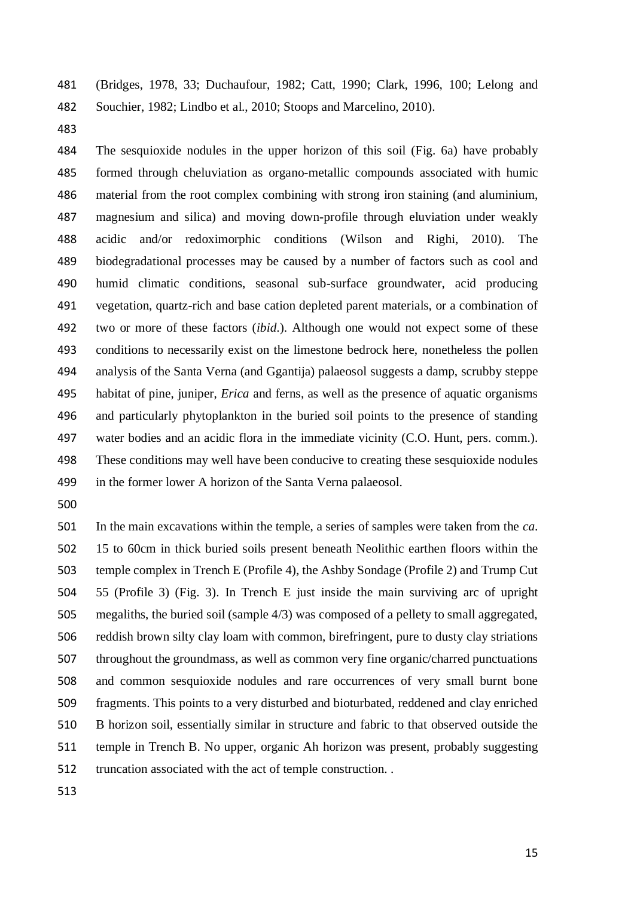(Bridges, 1978, 33; Duchaufour, 1982; Catt, 1990; Clark, 1996, 100; Lelong and Souchier, 1982; Lindbo et al., 2010; Stoops and Marcelino, 2010).

The sesquioxide nodules in the upper horizon of this soil (Fig. 6a) have probably formed through cheluviation as organo-metallic compounds associated with humic material from the root complex combining with strong iron staining (and aluminium, magnesium and silica) and moving down-profile through eluviation under weakly acidic and/or redoximorphic conditions (Wilson and Righi, 2010). The biodegradational processes may be caused by a number of factors such as cool and humid climatic conditions, seasonal sub-surface groundwater, acid producing vegetation, quartz-rich and base cation depleted parent materials, or a combination of two or more of these factors (*ibid*.). Although one would not expect some of these conditions to necessarily exist on the limestone bedrock here, nonetheless the pollen analysis of the Santa Verna (and Ggantija) palaeosol suggests a damp, scrubby steppe habitat of pine, juniper, *Erica* and ferns, as well as the presence of aquatic organisms and particularly phytoplankton in the buried soil points to the presence of standing water bodies and an acidic flora in the immediate vicinity (C.O. Hunt, pers. comm.). These conditions may well have been conducive to creating these sesquioxide nodules in the former lower A horizon of the Santa Verna palaeosol.

In the main excavations within the temple, a series of samples were taken from the *ca*. 15 to 60cm in thick buried soils present beneath Neolithic earthen floors within the temple complex in Trench E (Profile 4), the Ashby Sondage (Profile 2) and Trump Cut 55 (Profile 3) (Fig. 3). In Trench E just inside the main surviving arc of upright megaliths, the buried soil (sample 4/3) was composed of a pellety to small aggregated, reddish brown silty clay loam with common, birefringent, pure to dusty clay striations throughout the groundmass, as well as common very fine organic/charred punctuations and common sesquioxide nodules and rare occurrences of very small burnt bone fragments. This points to a very disturbed and bioturbated, reddened and clay enriched B horizon soil, essentially similar in structure and fabric to that observed outside the temple in Trench B. No upper, organic Ah horizon was present, probably suggesting truncation associated with the act of temple construction. .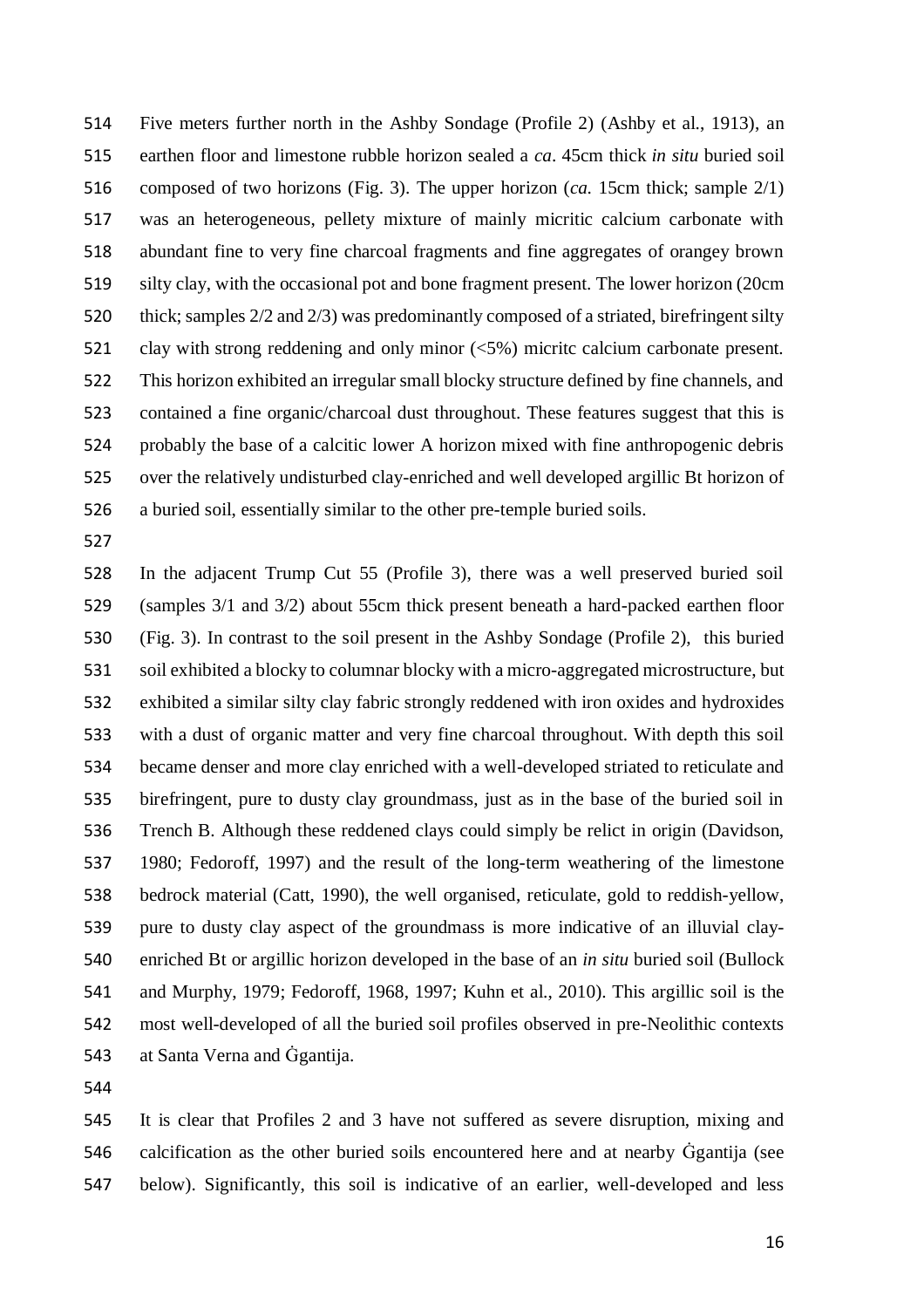Five meters further north in the Ashby Sondage (Profile 2) (Ashby et al., 1913), an earthen floor and limestone rubble horizon sealed a *ca*. 45cm thick *in situ* buried soil composed of two horizons (Fig. 3). The upper horizon (*ca*. 15cm thick; sample 2/1) was an heterogeneous, pellety mixture of mainly micritic calcium carbonate with abundant fine to very fine charcoal fragments and fine aggregates of orangey brown silty clay, with the occasional pot and bone fragment present. The lower horizon (20cm thick; samples 2/2 and 2/3) was predominantly composed of a striated, birefringent silty clay with strong reddening and only minor (<5%) micritc calcium carbonate present. This horizon exhibited an irregular small blocky structure defined by fine channels, and contained a fine organic/charcoal dust throughout. These features suggest that this is probably the base of a calcitic lower A horizon mixed with fine anthropogenic debris over the relatively undisturbed clay-enriched and well developed argillic Bt horizon of a buried soil, essentially similar to the other pre-temple buried soils.

In the adjacent Trump Cut 55 (Profile 3), there was a well preserved buried soil (samples 3/1 and 3/2) about 55cm thick present beneath a hard-packed earthen floor (Fig. 3). In contrast to the soil present in the Ashby Sondage (Profile 2), this buried soil exhibited a blocky to columnar blocky with a micro-aggregated microstructure, but exhibited a similar silty clay fabric strongly reddened with iron oxides and hydroxides with a dust of organic matter and very fine charcoal throughout. With depth this soil became denser and more clay enriched with a well-developed striated to reticulate and birefringent, pure to dusty clay groundmass, just as in the base of the buried soil in Trench B. Although these reddened clays could simply be relict in origin (Davidson, 1980; Fedoroff, 1997) and the result of the long-term weathering of the limestone bedrock material (Catt, 1990), the well organised, reticulate, gold to reddish-yellow, pure to dusty clay aspect of the groundmass is more indicative of an illuvial clay-enriched Bt or argillic horizon developed in the base of an *in situ* buried soil (Bullock and Murphy, 1979; Fedoroff, 1968, 1997; Kuhn et al., 2010). This argillic soil is the most well-developed of all the buried soil profiles observed in pre-Neolithic contexts at Santa Verna and Ġgantija.

It is clear that Profiles 2 and 3 have not suffered as severe disruption, mixing and calcification as the other buried soils encountered here and at nearby Ġgantija (see below). Significantly, this soil is indicative of an earlier, well-developed and less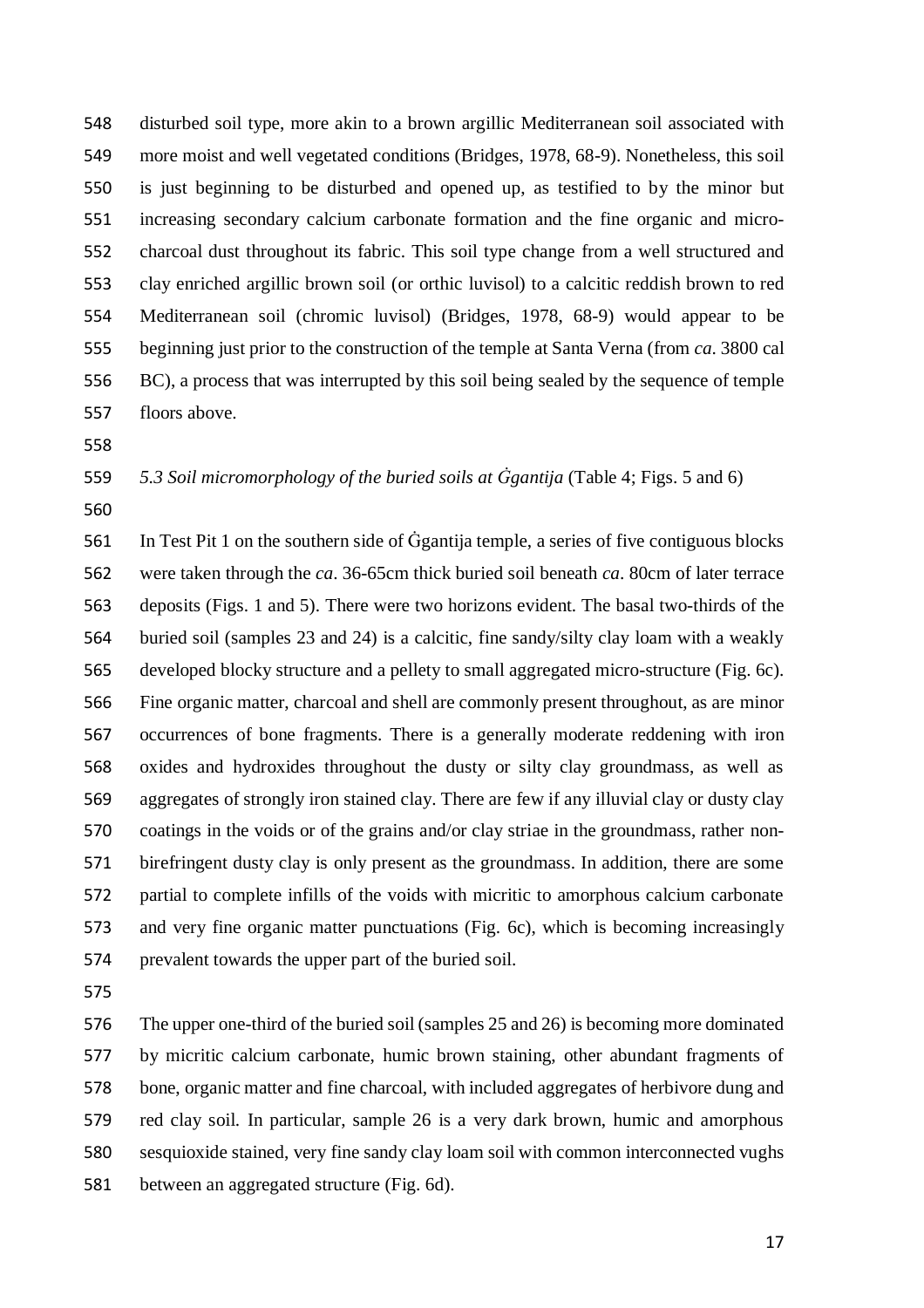disturbed soil type, more akin to a brown argillic Mediterranean soil associated with more moist and well vegetated conditions (Bridges, 1978, 68-9). Nonetheless, this soil is just beginning to be disturbed and opened up, as testified to by the minor but increasing secondary calcium carbonate formation and the fine organic and micro-charcoal dust throughout its fabric. This soil type change from a well structured and clay enriched argillic brown soil (or orthic luvisol) to a calcitic reddish brown to red Mediterranean soil (chromic luvisol) (Bridges, 1978, 68-9) would appear to be beginning just prior to the construction of the temple at Santa Verna (from *ca*. 3800 cal BC), a process that was interrupted by this soil being sealed by the sequence of temple floors above.

*5.3 Soil micromorphology of the buried soils at Ġgantija* (Table 4; Figs. 5 and 6)

In Test Pit 1 on the southern side of Ġgantija temple, a series of five contiguous blocks were taken through the *ca*. 36-65cm thick buried soil beneath *ca*. 80cm of later terrace deposits (Figs. 1 and 5). There were two horizons evident. The basal two-thirds of the buried soil (samples 23 and 24) is a calcitic, fine sandy/silty clay loam with a weakly developed blocky structure and a pellety to small aggregated micro-structure (Fig. 6c). Fine organic matter, charcoal and shell are commonly present throughout, as are minor occurrences of bone fragments. There is a generally moderate reddening with iron oxides and hydroxides throughout the dusty or silty clay groundmass, as well as aggregates of strongly iron stained clay. There are few if any illuvial clay or dusty clay coatings in the voids or of the grains and/or clay striae in the groundmass, rather non-birefringent dusty clay is only present as the groundmass. In addition, there are some partial to complete infills of the voids with micritic to amorphous calcium carbonate and very fine organic matter punctuations (Fig. 6c), which is becoming increasingly prevalent towards the upper part of the buried soil.

The upper one-third of the buried soil (samples 25 and 26) is becoming more dominated by micritic calcium carbonate, humic brown staining, other abundant fragments of bone, organic matter and fine charcoal, with included aggregates of herbivore dung and red clay soil. In particular, sample 26 is a very dark brown, humic and amorphous sesquioxide stained, very fine sandy clay loam soil with common interconnected vughs between an aggregated structure (Fig. 6d).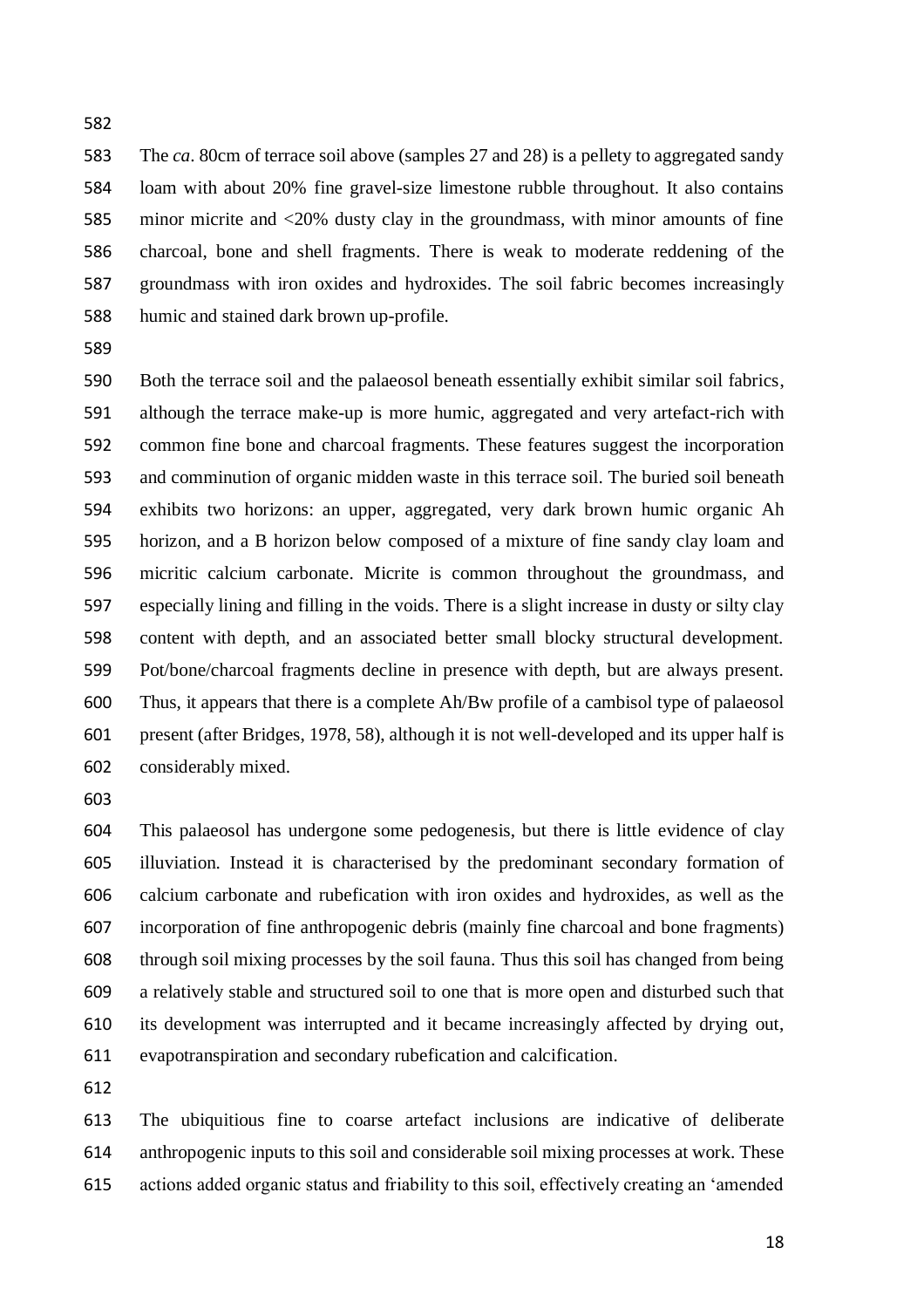The *ca*. 80cm of terrace soil above (samples 27 and 28) is a pellety to aggregated sandy loam with about 20% fine gravel-size limestone rubble throughout. It also contains minor micrite and <20% dusty clay in the groundmass, with minor amounts of fine charcoal, bone and shell fragments. There is weak to moderate reddening of the groundmass with iron oxides and hydroxides. The soil fabric becomes increasingly humic and stained dark brown up-profile.

Both the terrace soil and the palaeosol beneath essentially exhibit similar soil fabrics, although the terrace make-up is more humic, aggregated and very artefact-rich with common fine bone and charcoal fragments. These features suggest the incorporation and comminution of organic midden waste in this terrace soil. The buried soil beneath exhibits two horizons: an upper, aggregated, very dark brown humic organic Ah horizon, and a B horizon below composed of a mixture of fine sandy clay loam and micritic calcium carbonate. Micrite is common throughout the groundmass, and especially lining and filling in the voids. There is a slight increase in dusty or silty clay content with depth, and an associated better small blocky structural development. Pot/bone/charcoal fragments decline in presence with depth, but are always present. Thus, it appears that there is a complete Ah/Bw profile of a cambisol type of palaeosol present (after Bridges, 1978, 58), although it is not well-developed and its upper half is considerably mixed.

This palaeosol has undergone some pedogenesis, but there is little evidence of clay illuviation. Instead it is characterised by the predominant secondary formation of calcium carbonate and rubefication with iron oxides and hydroxides, as well as the incorporation of fine anthropogenic debris (mainly fine charcoal and bone fragments) through soil mixing processes by the soil fauna. Thus this soil has changed from being a relatively stable and structured soil to one that is more open and disturbed such that its development was interrupted and it became increasingly affected by drying out, evapotranspiration and secondary rubefication and calcification.

The ubiquitious fine to coarse artefact inclusions are indicative of deliberate anthropogenic inputs to this soil and considerable soil mixing processes at work. These actions added organic status and friability to this soil, effectively creating an 'amended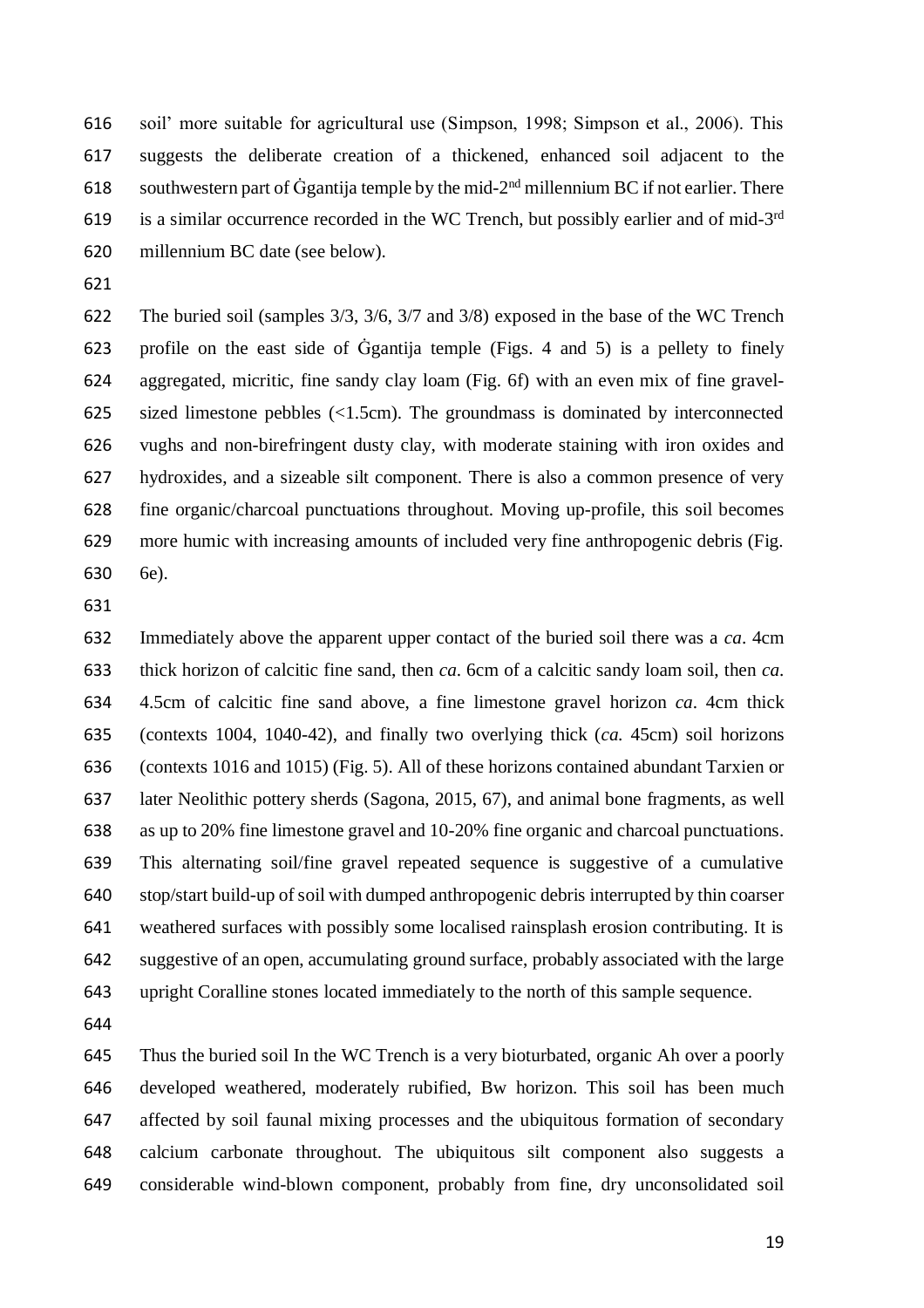soil' more suitable for agricultural use (Simpson, 1998; Simpson et al., 2006). This suggests the deliberate creation of a thickened, enhanced soil adjacent to the southwestern part of Ġgantija temple by the mid-2nd millennium BC if not earlier. There is a similar occurrence recorded in the WC Trench, but possibly earlier and of mid-3rd millennium BC date (see below).

The buried soil (samples 3/3, 3/6, 3/7 and 3/8) exposed in the base of the WC Trench profile on the east side of Ġgantija temple (Figs. 4 and 5) is a pellety to finely aggregated, micritic, fine sandy clay loam (Fig. 6f) with an even mix of fine gravel-sized limestone pebbles (<1.5cm). The groundmass is dominated by interconnected vughs and non-birefringent dusty clay, with moderate staining with iron oxides and hydroxides, and a sizeable silt component. There is also a common presence of very fine organic/charcoal punctuations throughout. Moving up-profile, this soil becomes more humic with increasing amounts of included very fine anthropogenic debris (Fig. 6e).

Immediately above the apparent upper contact of the buried soil there was a *ca*. 4cm thick horizon of calcitic fine sand, then *ca*. 6cm of a calcitic sandy loam soil, then *ca*. 4.5cm of calcitic fine sand above, a fine limestone gravel horizon *ca*. 4cm thick (contexts 1004, 1040-42), and finally two overlying thick (*ca.* 45cm) soil horizons (contexts 1016 and 1015) (Fig. 5). All of these horizons contained abundant Tarxien or later Neolithic pottery sherds (Sagona, 2015, 67), and animal bone fragments, as well as up to 20% fine limestone gravel and 10-20% fine organic and charcoal punctuations. This alternating soil/fine gravel repeated sequence is suggestive of a cumulative stop/start build-up of soil with dumped anthropogenic debris interrupted by thin coarser weathered surfaces with possibly some localised rainsplash erosion contributing. It is suggestive of an open, accumulating ground surface, probably associated with the large upright Coralline stones located immediately to the north of this sample sequence.

Thus the buried soil In the WC Trench is a very bioturbated, organic Ah over a poorly developed weathered, moderately rubified, Bw horizon. This soil has been much affected by soil faunal mixing processes and the ubiquitous formation of secondary calcium carbonate throughout. The ubiquitous silt component also suggests a considerable wind-blown component, probably from fine, dry unconsolidated soil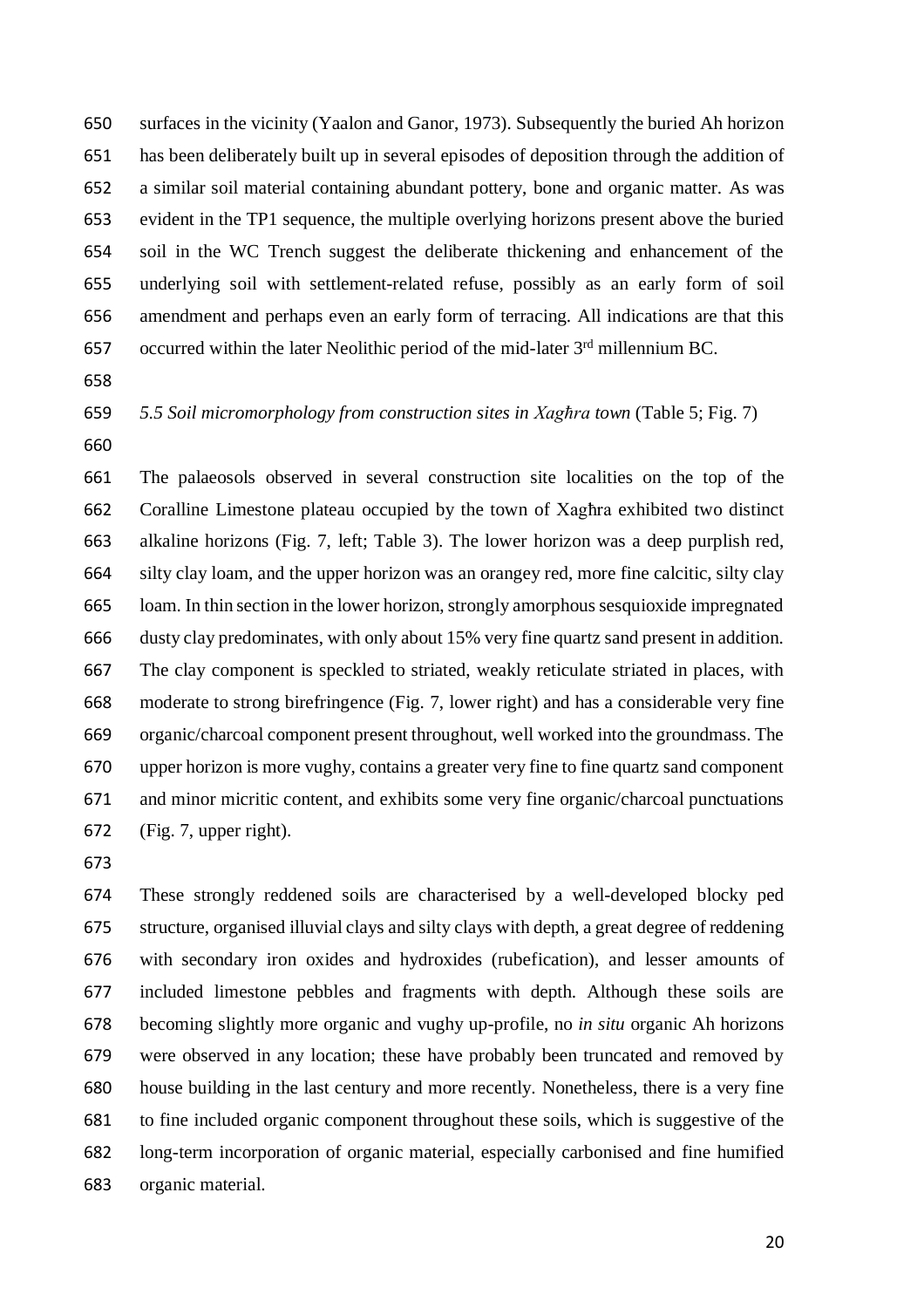surfaces in the vicinity (Yaalon and Ganor, 1973). Subsequently the buried Ah horizon has been deliberately built up in several episodes of deposition through the addition of a similar soil material containing abundant pottery, bone and organic matter. As was evident in the TP1 sequence, the multiple overlying horizons present above the buried soil in the WC Trench suggest the deliberate thickening and enhancement of the underlying soil with settlement-related refuse, possibly as an early form of soil amendment and perhaps even an early form of terracing. All indications are that this occurred within the later Neolithic period of the mid-later 3rd millennium BC.

### *5.5 Soil micromorphology from construction sites in Xagħra town* (Table 5; Fig. 7)

The palaeosols observed in several construction site localities on the top of the Coralline Limestone plateau occupied by the town of Xagħra exhibited two distinct alkaline horizons (Fig. 7, left; Table 3). The lower horizon was a deep purplish red, silty clay loam, and the upper horizon was an orangey red, more fine calcitic, silty clay loam. In thin section in the lower horizon, strongly amorphous sesquioxide impregnated dusty clay predominates, with only about 15% very fine quartz sand present in addition. The clay component is speckled to striated, weakly reticulate striated in places, with moderate to strong birefringence (Fig. 7, lower right) and has a considerable very fine organic/charcoal component present throughout, well worked into the groundmass. The upper horizon is more vughy, contains a greater very fine to fine quartz sand component and minor micritic content, and exhibits some very fine organic/charcoal punctuations (Fig. 7, upper right).

These strongly reddened soils are characterised by a well-developed blocky ped structure, organised illuvial clays and silty clays with depth, a great degree of reddening with secondary iron oxides and hydroxides (rubefication), and lesser amounts of included limestone pebbles and fragments with depth. Although these soils are becoming slightly more organic and vughy up-profile, no *in situ* organic Ah horizons were observed in any location; these have probably been truncated and removed by house building in the last century and more recently. Nonetheless, there is a very fine to fine included organic component throughout these soils, which is suggestive of the long-term incorporation of organic material, especially carbonised and fine humified organic material.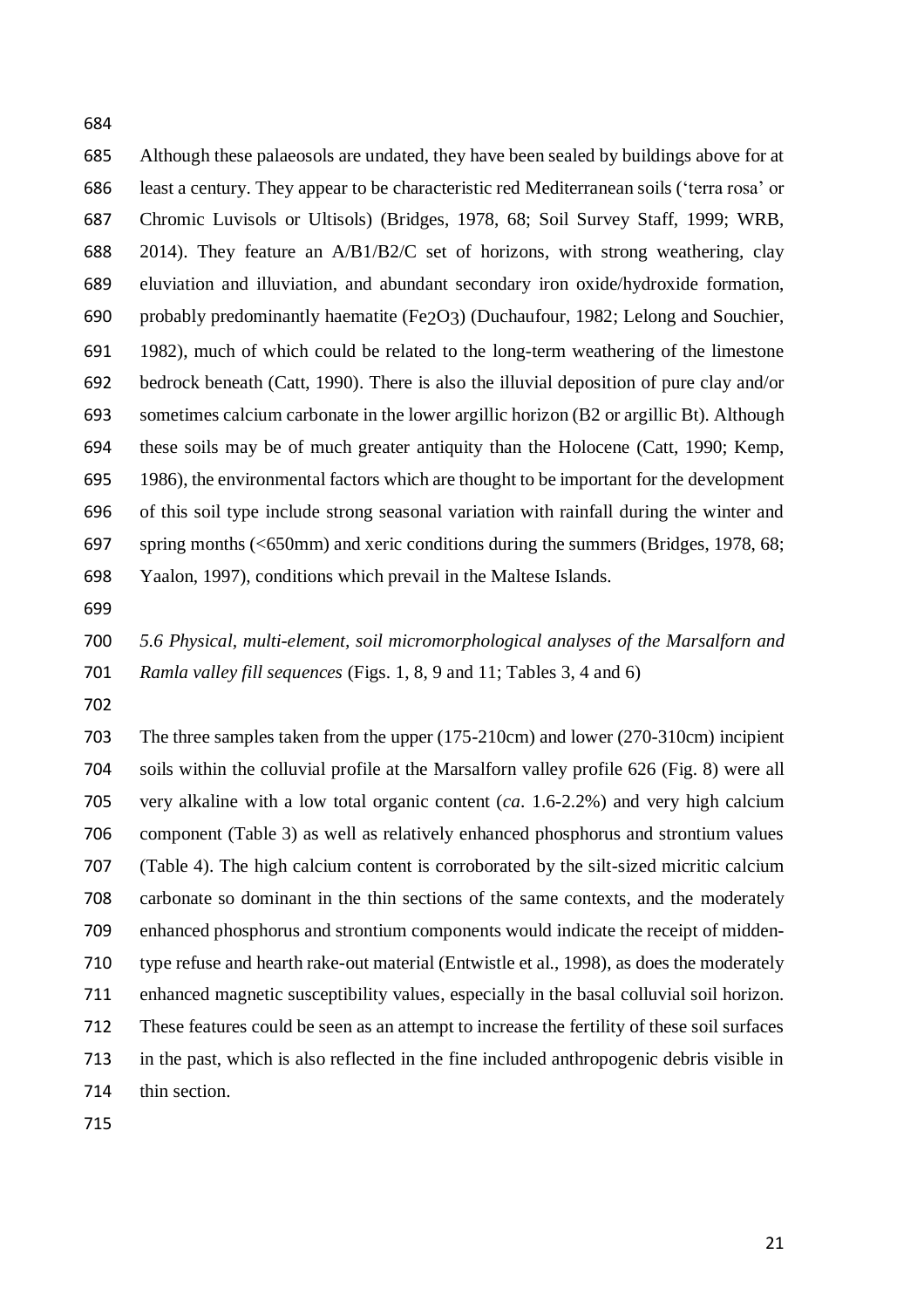Although these palaeosols are undated, they have been sealed by buildings above for at least a century. They appear to be characteristic red Mediterranean soils ('terra rosa' or Chromic Luvisols or Ultisols) (Bridges, 1978, 68; Soil Survey Staff, 1999; WRB, 2014). They feature an A/B1/B2/C set of horizons, with strong weathering, clay eluviation and illuviation, and abundant secondary iron oxide/hydroxide formation, probably predominantly haematite ($Fe_2O_3$) (Duchaufour, 1982; Lelong and Souchier, 1982), much of which could be related to the long-term weathering of the limestone bedrock beneath (Catt, 1990). There is also the illuvial deposition of pure clay and/or sometimes calcium carbonate in the lower argillic horizon (B2 or argillic Bt). Although these soils may be of much greater antiquity than the Holocene (Catt, 1990; Kemp, 1986), the environmental factors which are thought to be important for the development of this soil type include strong seasonal variation with rainfall during the winter and spring months (<650mm) and xeric conditions during the summers (Bridges, 1978, 68; Yaalon, 1997), conditions which prevail in the Maltese Islands.

*5.6 Physical, multi-element, soil micromorphological analyses of the Marsalforn and Ramla valley fill sequences* (Figs. 1, 8, 9 and 11; Tables 3, 4 and 6)

The three samples taken from the upper (175-210cm) and lower (270-310cm) incipient soils within the colluvial profile at the Marsalforn valley profile 626 (Fig. 8) were all very alkaline with a low total organic content (*ca*. 1.6-2.2%) and very high calcium component (Table 3) as well as relatively enhanced phosphorus and strontium values (Table 4). The high calcium content is corroborated by the silt-sized micritic calcium carbonate so dominant in the thin sections of the same contexts, and the moderately enhanced phosphorus and strontium components would indicate the receipt of midden-type refuse and hearth rake-out material (Entwistle et al., 1998), as does the moderately enhanced magnetic susceptibility values, especially in the basal colluvial soil horizon. These features could be seen as an attempt to increase the fertility of these soil surfaces in the past, which is also reflected in the fine included anthropogenic debris visible in thin section.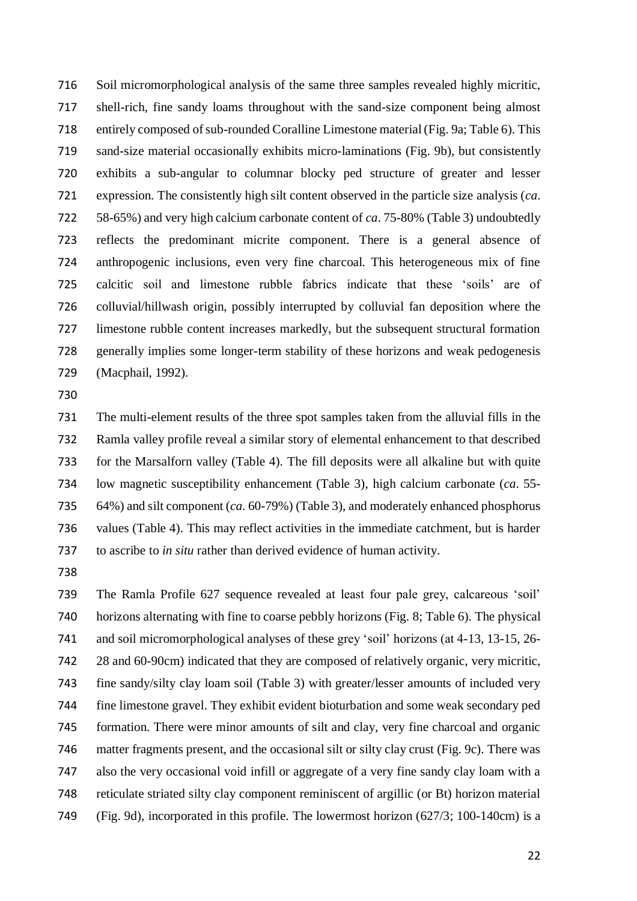Soil micromorphological analysis of the same three samples revealed highly micritic, shell-rich, fine sandy loams throughout with the sand-size component being almost entirely composed of sub-rounded Coralline Limestone material (Fig. 9a; Table 6). This sand-size material occasionally exhibits micro-laminations (Fig. 9b), but consistently exhibits a sub-angular to columnar blocky ped structure of greater and lesser expression. The consistently high silt content observed in the particle size analysis (*ca*. 58-65%) and very high calcium carbonate content of *ca*. 75-80% (Table 3) undoubtedly reflects the predominant micrite component. There is a general absence of anthropogenic inclusions, even very fine charcoal. This heterogeneous mix of fine calcitic soil and limestone rubble fabrics indicate that these 'soils' are of colluvial/hillwash origin, possibly interrupted by colluvial fan deposition where the limestone rubble content increases markedly, but the subsequent structural formation generally implies some longer-term stability of these horizons and weak pedogenesis (Macphail, 1992).

The multi-element results of the three spot samples taken from the alluvial fills in the Ramla valley profile reveal a similar story of elemental enhancement to that described for the Marsalforn valley (Table 4). The fill deposits were all alkaline but with quite low magnetic susceptibility enhancement (Table 3), high calcium carbonate (*ca*. 55-64%) and silt component (*ca*. 60-79%) (Table 3), and moderately enhanced phosphorus values (Table 4). This may reflect activities in the immediate catchment, but is harder to ascribe to *in situ* rather than derived evidence of human activity.

The Ramla Profile 627 sequence revealed at least four pale grey, calcareous 'soil' horizons alternating with fine to coarse pebbly horizons (Fig. 8; Table 6). The physical and soil micromorphological analyses of these grey 'soil' horizons (at 4-13, 13-15, 26-28 and 60-90cm) indicated that they are composed of relatively organic, very micritic, fine sandy/silty clay loam soil (Table 3) with greater/lesser amounts of included very fine limestone gravel. They exhibit evident bioturbation and some weak secondary ped formation. There were minor amounts of silt and clay, very fine charcoal and organic matter fragments present, and the occasional silt or silty clay crust (Fig. 9c). There was also the very occasional void infill or aggregate of a very fine sandy clay loam with a reticulate striated silty clay component reminiscent of argillic (or Bt) horizon material (Fig. 9d), incorporated in this profile. The lowermost horizon (627/3; 100-140cm) is a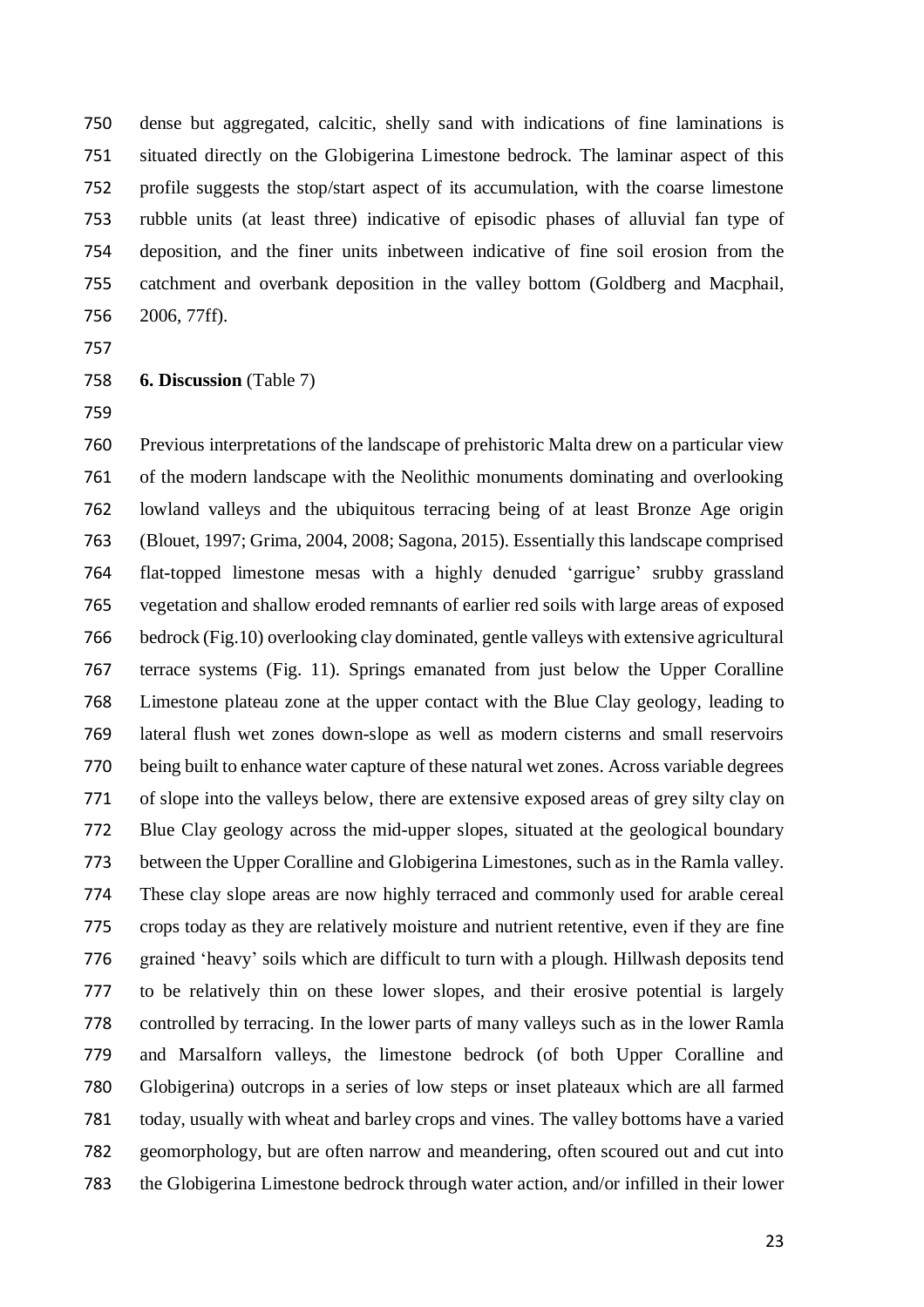dense but aggregated, calcitic, shelly sand with indications of fine laminations is situated directly on the Globigerina Limestone bedrock. The laminar aspect of this profile suggests the stop/start aspect of its accumulation, with the coarse limestone rubble units (at least three) indicative of episodic phases of alluvial fan type of deposition, and the finer units inbetween indicative of fine soil erosion from the catchment and overbank deposition in the valley bottom (Goldberg and Macphail, 2006, 77ff).

## 6. Discussion (Table 7)

Previous interpretations of the landscape of prehistoric Malta drew on a particular view of the modern landscape with the Neolithic monuments dominating and overlooking lowland valleys and the ubiquitous terracing being of at least Bronze Age origin (Blouet, 1997; Grima, 2004, 2008; Sagona, 2015). Essentially this landscape comprised flat-topped limestone mesas with a highly denuded 'garrigue' srubby grassland vegetation and shallow eroded remnants of earlier red soils with large areas of exposed bedrock (Fig.10) overlooking clay dominated, gentle valleys with extensive agricultural terrace systems (Fig. 11). Springs emanated from just below the Upper Coralline Limestone plateau zone at the upper contact with the Blue Clay geology, leading to lateral flush wet zones down-slope as well as modern cisterns and small reservoirs being built to enhance water capture of these natural wet zones. Across variable degrees of slope into the valleys below, there are extensive exposed areas of grey silty clay on Blue Clay geology across the mid-upper slopes, situated at the geological boundary between the Upper Coralline and Globigerina Limestones, such as in the Ramla valley. These clay slope areas are now highly terraced and commonly used for arable cereal crops today as they are relatively moisture and nutrient retentive, even if they are fine grained 'heavy' soils which are difficult to turn with a plough. Hillwash deposits tend to be relatively thin on these lower slopes, and their erosive potential is largely controlled by terracing. In the lower parts of many valleys such as in the lower Ramla and Marsalforn valleys, the limestone bedrock (of both Upper Coralline and Globigerina) outcrops in a series of low steps or inset plateaux which are all farmed today, usually with wheat and barley crops and vines. The valley bottoms have a varied geomorphology, but are often narrow and meandering, often scoured out and cut into the Globigerina Limestone bedrock through water action, and/or infilled in their lower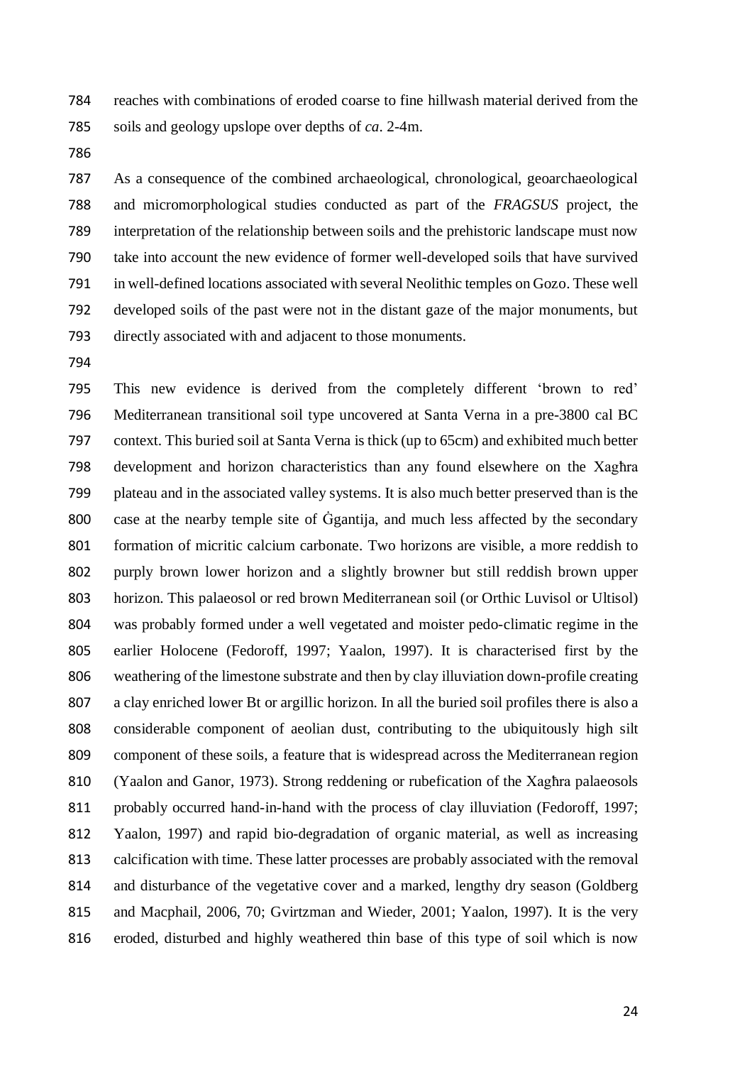reaches with combinations of eroded coarse to fine hillwash material derived from the soils and geology upslope over depths of *ca*. 2-4m.

As a consequence of the combined archaeological, chronological, geoarchaeological and micromorphological studies conducted as part of the *FRAGSUS* project, the interpretation of the relationship between soils and the prehistoric landscape must now take into account the new evidence of former well-developed soils that have survived in well-defined locations associated with several Neolithic temples on Gozo. These well developed soils of the past were not in the distant gaze of the major monuments, but directly associated with and adjacent to those monuments.

This new evidence is derived from the completely different 'brown to red' Mediterranean transitional soil type uncovered at Santa Verna in a pre-3800 cal BC context. This buried soil at Santa Verna is thick (up to 65cm) and exhibited much better development and horizon characteristics than any found elsewhere on the Xagħra plateau and in the associated valley systems. It is also much better preserved than is the case at the nearby temple site of Ġgantija, and much less affected by the secondary formation of micritic calcium carbonate. Two horizons are visible, a more reddish to purply brown lower horizon and a slightly browner but still reddish brown upper horizon. This palaeosol or red brown Mediterranean soil (or Orthic Luvisol or Ultisol) was probably formed under a well vegetated and moister pedo-climatic regime in the earlier Holocene (Fedoroff, 1997; Yaalon, 1997). It is characterised first by the weathering of the limestone substrate and then by clay illuviation down-profile creating a clay enriched lower Bt or argillic horizon. In all the buried soil profiles there is also a considerable component of aeolian dust, contributing to the ubiquitously high silt component of these soils, a feature that is widespread across the Mediterranean region (Yaalon and Ganor, 1973). Strong reddening or rubefication of the Xagħra palaeosols probably occurred hand-in-hand with the process of clay illuviation (Fedoroff, 1997; Yaalon, 1997) and rapid bio-degradation of organic material, as well as increasing calcification with time. These latter processes are probably associated with the removal and disturbance of the vegetative cover and a marked, lengthy dry season (Goldberg and Macphail, 2006, 70; Gvirtzman and Wieder, 2001; Yaalon, 1997). It is the very eroded, disturbed and highly weathered thin base of this type of soil which is now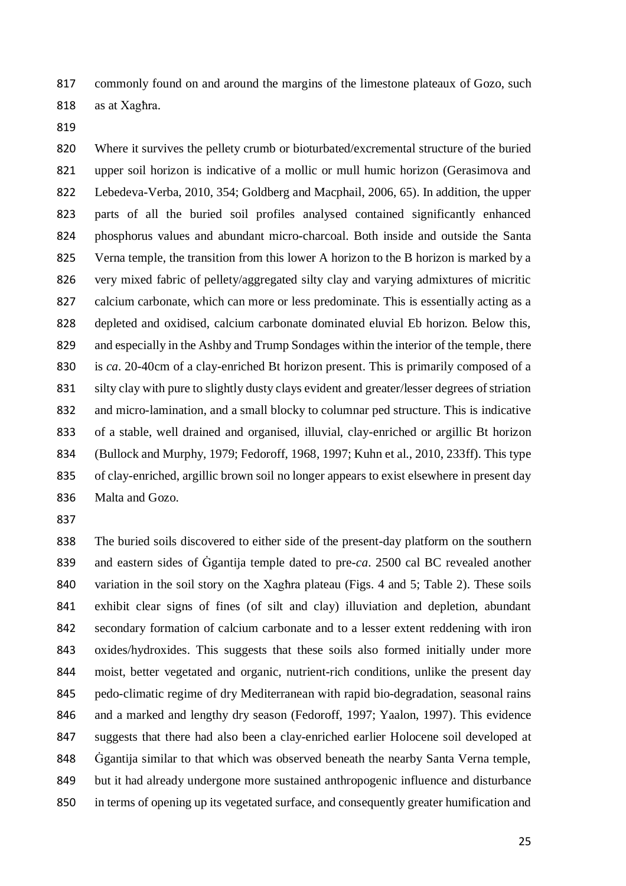commonly found on and around the margins of the limestone plateaux of Gozo, such as at Xagħra.

Where it survives the pellety crumb or bioturbated/excremental structure of the buried upper soil horizon is indicative of a mollic or mull humic horizon (Gerasimova and Lebedeva-Verba, 2010, 354; Goldberg and Macphail, 2006, 65). In addition, the upper parts of all the buried soil profiles analysed contained significantly enhanced phosphorus values and abundant micro-charcoal. Both inside and outside the Santa Verna temple, the transition from this lower A horizon to the B horizon is marked by a very mixed fabric of pellety/aggregated silty clay and varying admixtures of micritic calcium carbonate, which can more or less predominate. This is essentially acting as a depleted and oxidised, calcium carbonate dominated eluvial Eb horizon. Below this, and especially in the Ashby and Trump Sondages within the interior of the temple, there is *ca*. 20-40cm of a clay-enriched Bt horizon present. This is primarily composed of a silty clay with pure to slightly dusty clays evident and greater/lesser degrees of striation and micro-lamination, and a small blocky to columnar ped structure. This is indicative of a stable, well drained and organised, illuvial, clay-enriched or argillic Bt horizon (Bullock and Murphy, 1979; Fedoroff, 1968, 1997; Kuhn et al., 2010, 233ff). This type of clay-enriched, argillic brown soil no longer appears to exist elsewhere in present day Malta and Gozo.

The buried soils discovered to either side of the present-day platform on the southern and eastern sides of Ġgantija temple dated to pre-*ca*. 2500 cal BC revealed another variation in the soil story on the Xagħra plateau (Figs. 4 and 5; Table 2). These soils exhibit clear signs of fines (of silt and clay) illuviation and depletion, abundant secondary formation of calcium carbonate and to a lesser extent reddening with iron oxides/hydroxides. This suggests that these soils also formed initially under more moist, better vegetated and organic, nutrient-rich conditions, unlike the present day pedo-climatic regime of dry Mediterranean with rapid bio-degradation, seasonal rains and a marked and lengthy dry season (Fedoroff, 1997; Yaalon, 1997). This evidence suggests that there had also been a clay-enriched earlier Holocene soil developed at Ġgantija similar to that which was observed beneath the nearby Santa Verna temple, but it had already undergone more sustained anthropogenic influence and disturbance in terms of opening up its vegetated surface, and consequently greater humification and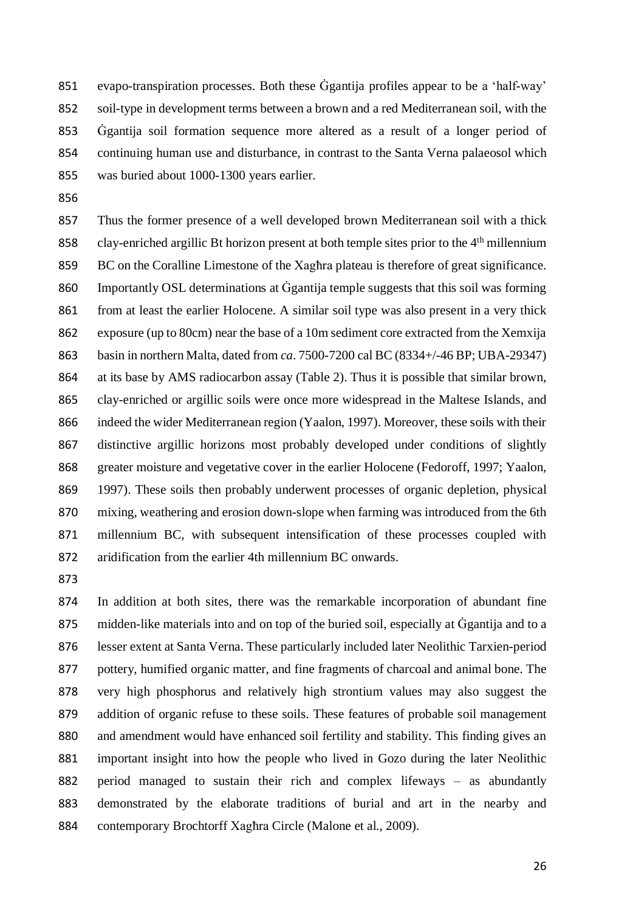evapo-transpiration processes. Both these Ġgantija profiles appear to be a 'half-way' soil-type in development terms between a brown and a red Mediterranean soil, with the Ġgantija soil formation sequence more altered as a result of a longer period of continuing human use and disturbance, in contrast to the Santa Verna palaeosol which was buried about 1000-1300 years earlier.

Thus the former presence of a well developed brown Mediterranean soil with a thick clay-enriched argillic Bt horizon present at both temple sites prior to the 4th millennium BC on the Coralline Limestone of the Xagħra plateau is therefore of great significance. Importantly OSL determinations at Ġgantija temple suggests that this soil was forming from at least the earlier Holocene. A similar soil type was also present in a very thick exposure (up to 80cm) near the base of a 10m sediment core extracted from the Xemxija basin in northern Malta, dated from *ca*. 7500-7200 cal BC (8334+/-46 BP; UBA-29347) at its base by AMS radiocarbon assay (Table 2). Thus it is possible that similar brown, clay-enriched or argillic soils were once more widespread in the Maltese Islands, and indeed the wider Mediterranean region (Yaalon, 1997). Moreover, these soils with their distinctive argillic horizons most probably developed under conditions of slightly greater moisture and vegetative cover in the earlier Holocene (Fedoroff, 1997; Yaalon, 1997). These soils then probably underwent processes of organic depletion, physical mixing, weathering and erosion down-slope when farming was introduced from the 6th millennium BC, with subsequent intensification of these processes coupled with aridification from the earlier 4th millennium BC onwards.

In addition at both sites, there was the remarkable incorporation of abundant fine midden-like materials into and on top of the buried soil, especially at Ġgantija and to a lesser extent at Santa Verna. These particularly included later Neolithic Tarxien-period pottery, humified organic matter, and fine fragments of charcoal and animal bone. The very high phosphorus and relatively high strontium values may also suggest the addition of organic refuse to these soils. These features of probable soil management and amendment would have enhanced soil fertility and stability. This finding gives an important insight into how the people who lived in Gozo during the later Neolithic period managed to sustain their rich and complex lifeways – as abundantly demonstrated by the elaborate traditions of burial and art in the nearby and contemporary Brochtorff Xagħra Circle (Malone et al., 2009).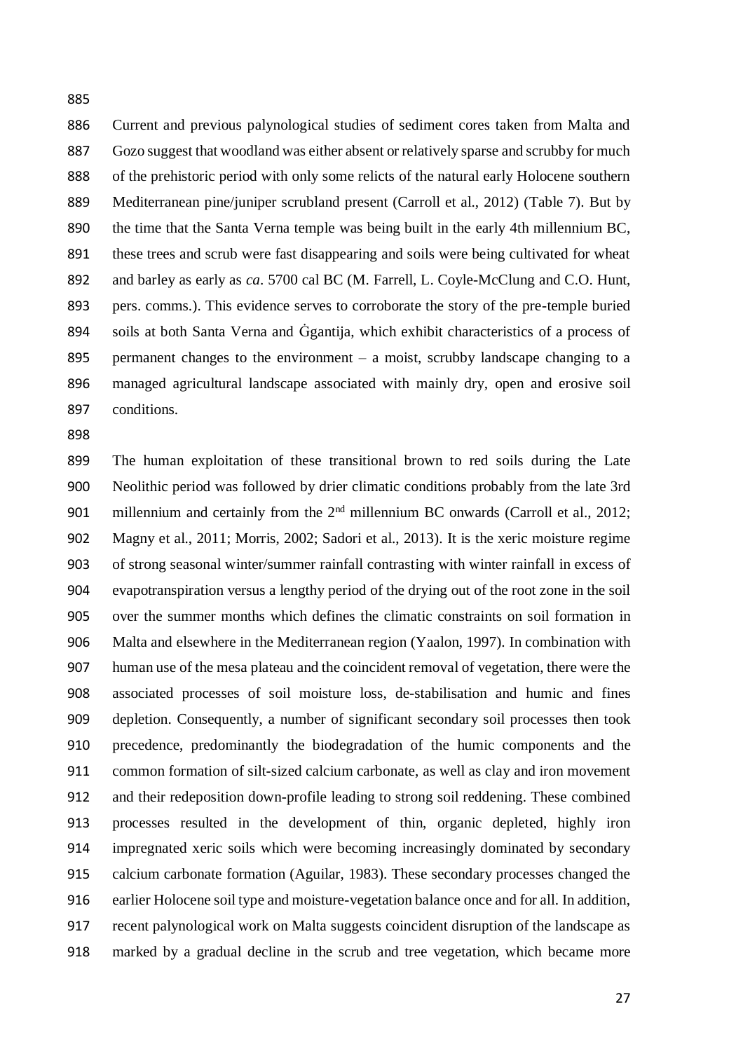Current and previous palynological studies of sediment cores taken from Malta and Gozo suggest that woodland was either absent or relatively sparse and scrubby for much of the prehistoric period with only some relicts of the natural early Holocene southern Mediterranean pine/juniper scrubland present (Carroll et al., 2012) (Table 7). But by the time that the Santa Verna temple was being built in the early 4th millennium BC, these trees and scrub were fast disappearing and soils were being cultivated for wheat and barley as early as *ca*. 5700 cal BC (M. Farrell, L. Coyle-McClung and C.O. Hunt, pers. comms.). This evidence serves to corroborate the story of the pre-temple buried soils at both Santa Verna and Ġgantija, which exhibit characteristics of a process of permanent changes to the environment – a moist, scrubby landscape changing to a managed agricultural landscape associated with mainly dry, open and erosive soil conditions.

The human exploitation of these transitional brown to red soils during the Late Neolithic period was followed by drier climatic conditions probably from the late 3rd millennium and certainly from the 2nd millennium BC onwards (Carroll et al., 2012; Magny et al., 2011; Morris, 2002; Sadori et al., 2013). It is the xeric moisture regime of strong seasonal winter/summer rainfall contrasting with winter rainfall in excess of evapotranspiration versus a lengthy period of the drying out of the root zone in the soil over the summer months which defines the climatic constraints on soil formation in Malta and elsewhere in the Mediterranean region (Yaalon, 1997). In combination with human use of the mesa plateau and the coincident removal of vegetation, there were the associated processes of soil moisture loss, de-stabilisation and humic and fines depletion. Consequently, a number of significant secondary soil processes then took precedence, predominantly the biodegradation of the humic components and the common formation of silt-sized calcium carbonate, as well as clay and iron movement and their redeposition down-profile leading to strong soil reddening. These combined processes resulted in the development of thin, organic depleted, highly iron impregnated xeric soils which were becoming increasingly dominated by secondary calcium carbonate formation (Aguilar, 1983). These secondary processes changed the earlier Holocene soil type and moisture-vegetation balance once and for all. In addition, recent palynological work on Malta suggests coincident disruption of the landscape as marked by a gradual decline in the scrub and tree vegetation, which became more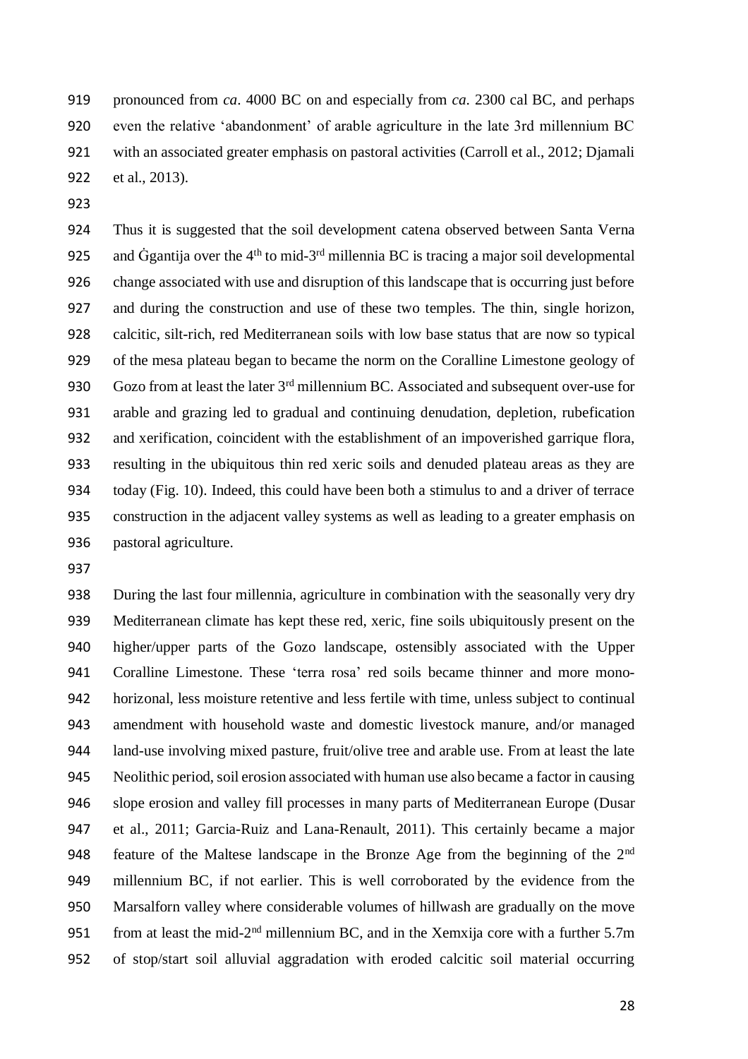pronounced from *ca*. 4000 BC on and especially from *ca*. 2300 cal BC, and perhaps even the relative 'abandonment' of arable agriculture in the late 3rd millennium BC with an associated greater emphasis on pastoral activities (Carroll et al., 2012; Djamali et al., 2013).

Thus it is suggested that the soil development catena observed between Santa Verna and Ġgantija over the 4th to mid-3rd millennia BC is tracing a major soil developmental change associated with use and disruption of this landscape that is occurring just before and during the construction and use of these two temples. The thin, single horizon, calcitic, silt-rich, red Mediterranean soils with low base status that are now so typical of the mesa plateau began to became the norm on the Coralline Limestone geology of Gozo from at least the later 3rd millennium BC. Associated and subsequent over-use for arable and grazing led to gradual and continuing denudation, depletion, rubefication and xerification, coincident with the establishment of an impoverished garrique flora, resulting in the ubiquitous thin red xeric soils and denuded plateau areas as they are today (Fig. 10). Indeed, this could have been both a stimulus to and a driver of terrace construction in the adjacent valley systems as well as leading to a greater emphasis on pastoral agriculture.

During the last four millennia, agriculture in combination with the seasonally very dry Mediterranean climate has kept these red, xeric, fine soils ubiquitously present on the higher/upper parts of the Gozo landscape, ostensibly associated with the Upper Coralline Limestone. These 'terra rosa' red soils became thinner and more mono-horizonal, less moisture retentive and less fertile with time, unless subject to continual amendment with household waste and domestic livestock manure, and/or managed land-use involving mixed pasture, fruit/olive tree and arable use. From at least the late Neolithic period, soil erosion associated with human use also became a factor in causing slope erosion and valley fill processes in many parts of Mediterranean Europe (Dusar et al., 2011; Garcia-Ruiz and Lana-Renault, 2011). This certainly became a major feature of the Maltese landscape in the Bronze Age from the beginning of the 2nd millennium BC, if not earlier. This is well corroborated by the evidence from the Marsalforn valley where considerable volumes of hillwash are gradually on the move from at least the mid-2nd millennium BC, and in the Xemxija core with a further 5.7m of stop/start soil alluvial aggradation with eroded calcitic soil material occurring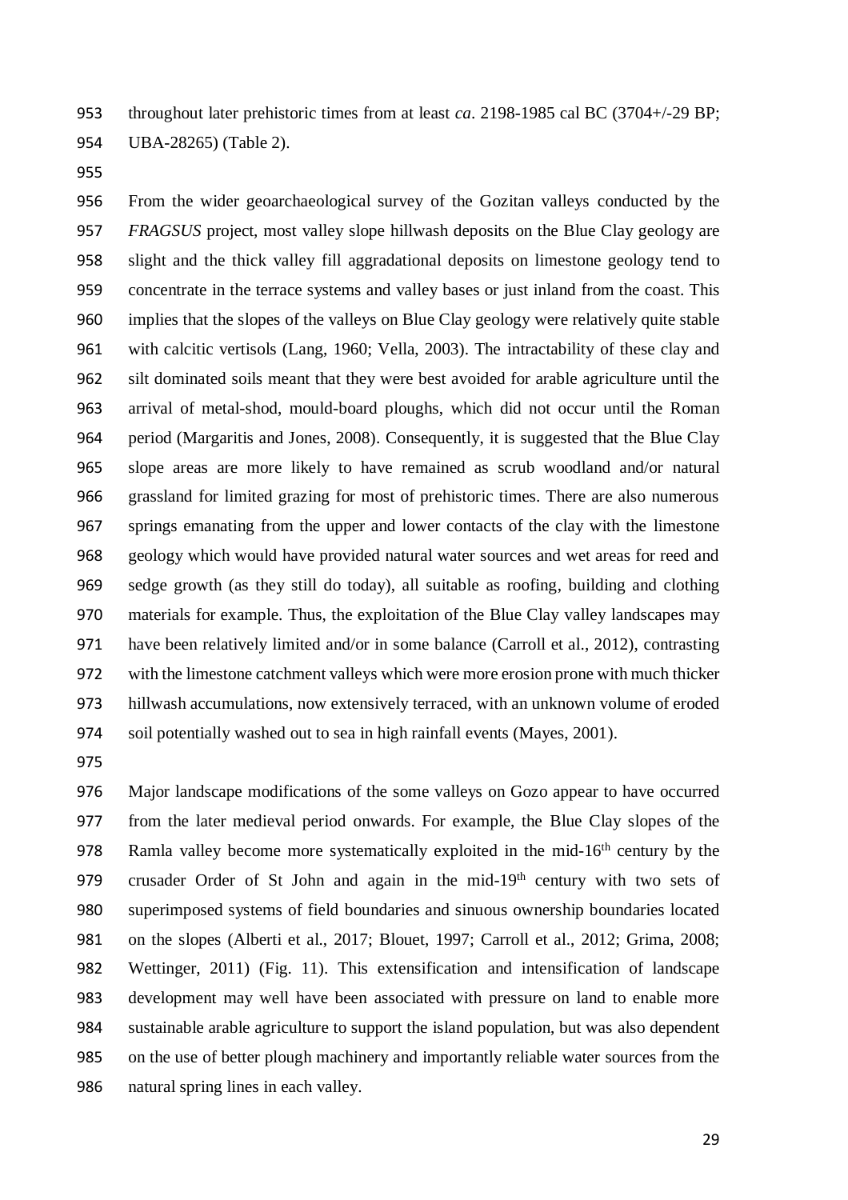throughout later prehistoric times from at least *ca*. 2198-1985 cal BC (3704+/-29 BP; UBA-28265) (Table 2).

From the wider geoarchaeological survey of the Gozitan valleys conducted by the *FRAGSUS* project, most valley slope hillwash deposits on the Blue Clay geology are slight and the thick valley fill aggradational deposits on limestone geology tend to concentrate in the terrace systems and valley bases or just inland from the coast. This implies that the slopes of the valleys on Blue Clay geology were relatively quite stable with calcitic vertisols (Lang, 1960; Vella, 2003). The intractability of these clay and silt dominated soils meant that they were best avoided for arable agriculture until the arrival of metal-shod, mould-board ploughs, which did not occur until the Roman period (Margaritis and Jones, 2008). Consequently, it is suggested that the Blue Clay slope areas are more likely to have remained as scrub woodland and/or natural grassland for limited grazing for most of prehistoric times. There are also numerous springs emanating from the upper and lower contacts of the clay with the limestone geology which would have provided natural water sources and wet areas for reed and sedge growth (as they still do today), all suitable as roofing, building and clothing materials for example. Thus, the exploitation of the Blue Clay valley landscapes may have been relatively limited and/or in some balance (Carroll et al., 2012), contrasting with the limestone catchment valleys which were more erosion prone with much thicker hillwash accumulations, now extensively terraced, with an unknown volume of eroded soil potentially washed out to sea in high rainfall events (Mayes, 2001).

Major landscape modifications of the some valleys on Gozo appear to have occurred from the later medieval period onwards. For example, the Blue Clay slopes of the Ramla valley become more systematically exploited in the mid-16th century by the crusader Order of St John and again in the mid-19th century with two sets of superimposed systems of field boundaries and sinuous ownership boundaries located on the slopes (Alberti et al., 2017; Blouet, 1997; Carroll et al., 2012; Grima, 2008; Wettinger, 2011) (Fig. 11). This extensification and intensification of landscape development may well have been associated with pressure on land to enable more sustainable arable agriculture to support the island population, but was also dependent on the use of better plough machinery and importantly reliable water sources from the natural spring lines in each valley.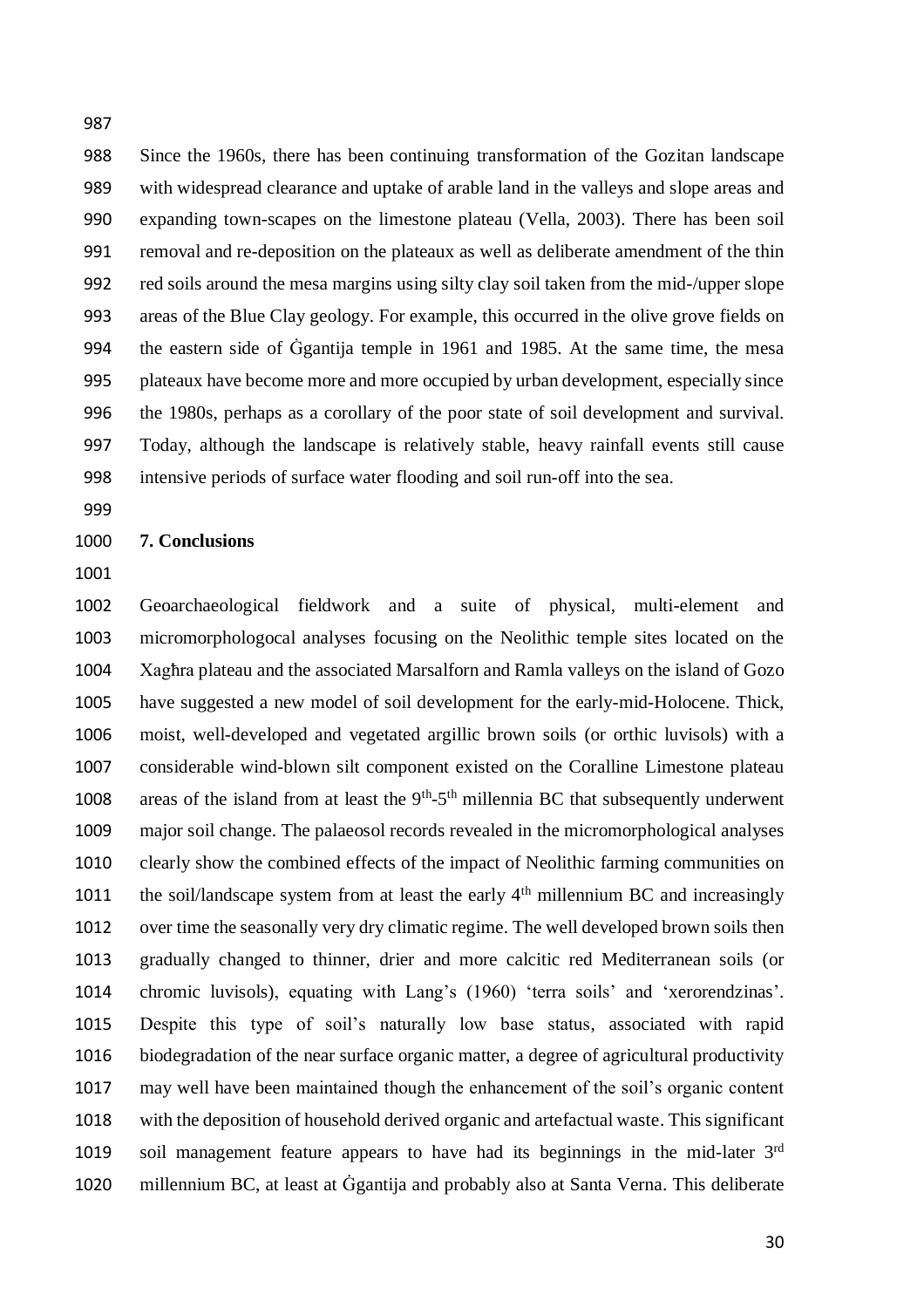Since the 1960s, there has been continuing transformation of the Gozitan landscape with widespread clearance and uptake of arable land in the valleys and slope areas and expanding town-scapes on the limestone plateau (Vella, 2003). There has been soil removal and re-deposition on the plateaux as well as deliberate amendment of the thin red soils around the mesa margins using silty clay soil taken from the mid-/upper slope areas of the Blue Clay geology. For example, this occurred in the olive grove fields on the eastern side of Ġgantija temple in 1961 and 1985. At the same time, the mesa plateaux have become more and more occupied by urban development, especially since the 1980s, perhaps as a corollary of the poor state of soil development and survival. Today, although the landscape is relatively stable, heavy rainfall events still cause intensive periods of surface water flooding and soil run-off into the sea.

## 7. Conclusions

Geoarchaeological fieldwork and a suite of physical, multi-element and micromorphologocal analyses focusing on the Neolithic temple sites located on the Xagħra plateau and the associated Marsalforn and Ramla valleys on the island of Gozo have suggested a new model of soil development for the early-mid-Holocene. Thick, moist, well-developed and vegetated argillic brown soils (or orthic luvisols) with a considerable wind-blown silt component existed on the Coralline Limestone plateau areas of the island from at least the 9th-5th millennia BC that subsequently underwent major soil change. The palaeosol records revealed in the micromorphological analyses clearly show the combined effects of the impact of Neolithic farming communities on the soil/landscape system from at least the early 4th millennium BC and increasingly over time the seasonally very dry climatic regime. The well developed brown soils then gradually changed to thinner, drier and more calcitic red Mediterranean soils (or chromic luvisols), equating with Lang's (1960) 'terra soils' and 'xerorendzinas'. Despite this type of soil's naturally low base status, associated with rapid biodegradation of the near surface organic matter, a degree of agricultural productivity may well have been maintained though the enhancement of the soil's organic content with the deposition of household derived organic and artefactual waste. This significant soil management feature appears to have had its beginnings in the mid-later 3rd millennium BC, at least at Ġgantija and probably also at Santa Verna. This deliberate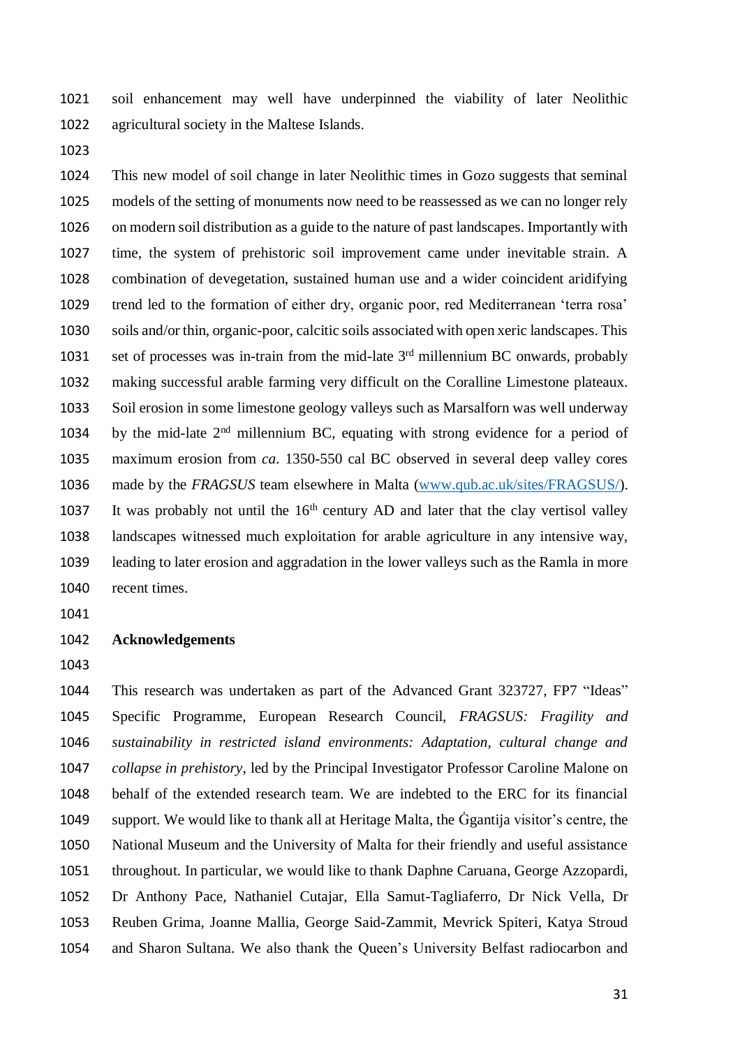soil enhancement may well have underpinned the viability of later Neolithic agricultural society in the Maltese Islands.

This new model of soil change in later Neolithic times in Gozo suggests that seminal models of the setting of monuments now need to be reassessed as we can no longer rely on modern soil distribution as a guide to the nature of past landscapes. Importantly with time, the system of prehistoric soil improvement came under inevitable strain. A combination of devegetation, sustained human use and a wider coincident aridifying trend led to the formation of either dry, organic poor, red Mediterranean 'terra rosa' soils and/or thin, organic-poor, calcitic soils associated with open xeric landscapes. This set of processes was in-train from the mid-late 3rd millennium BC onwards, probably making successful arable farming very difficult on the Coralline Limestone plateaux. Soil erosion in some limestone geology valleys such as Marsalforn was well underway by the mid-late 2nd millennium BC, equating with strong evidence for a period of maximum erosion from *ca*. 1350-550 cal BC observed in several deep valley cores made by the *FRAGSUS* team elsewhere in Malta ([www.qub.ac.uk/sites/FRAGSUS/](www.qub.ac.uk/sites/FRAGSUS/)). It was probably not until the 16th century AD and later that the clay vertisol valley landscapes witnessed much exploitation for arable agriculture in any intensive way, leading to later erosion and aggradation in the lower valleys such as the Ramla in more recent times.

## Acknowledgements

This research was undertaken as part of the Advanced Grant 323727, FP7 "Ideas" Specific Programme, European Research Council, *FRAGSUS: Fragility and sustainability in restricted island environments: Adaptation, cultural change and collapse in prehistory*, led by the Principal Investigator Professor Caroline Malone on behalf of the extended research team. We are indebted to the ERC for its financial support. We would like to thank all at Heritage Malta, the Ġgantija visitor's centre, the National Museum and the University of Malta for their friendly and useful assistance throughout. In particular, we would like to thank Daphne Caruana, George Azzopardi, Dr Anthony Pace, Nathaniel Cutajar, Ella Samut-Tagliaferro, Dr Nick Vella, Dr Reuben Grima, Joanne Mallia, George Said-Zammit, Mevrick Spiteri, Katya Stroud and Sharon Sultana. We also thank the Queen's University Belfast radiocarbon and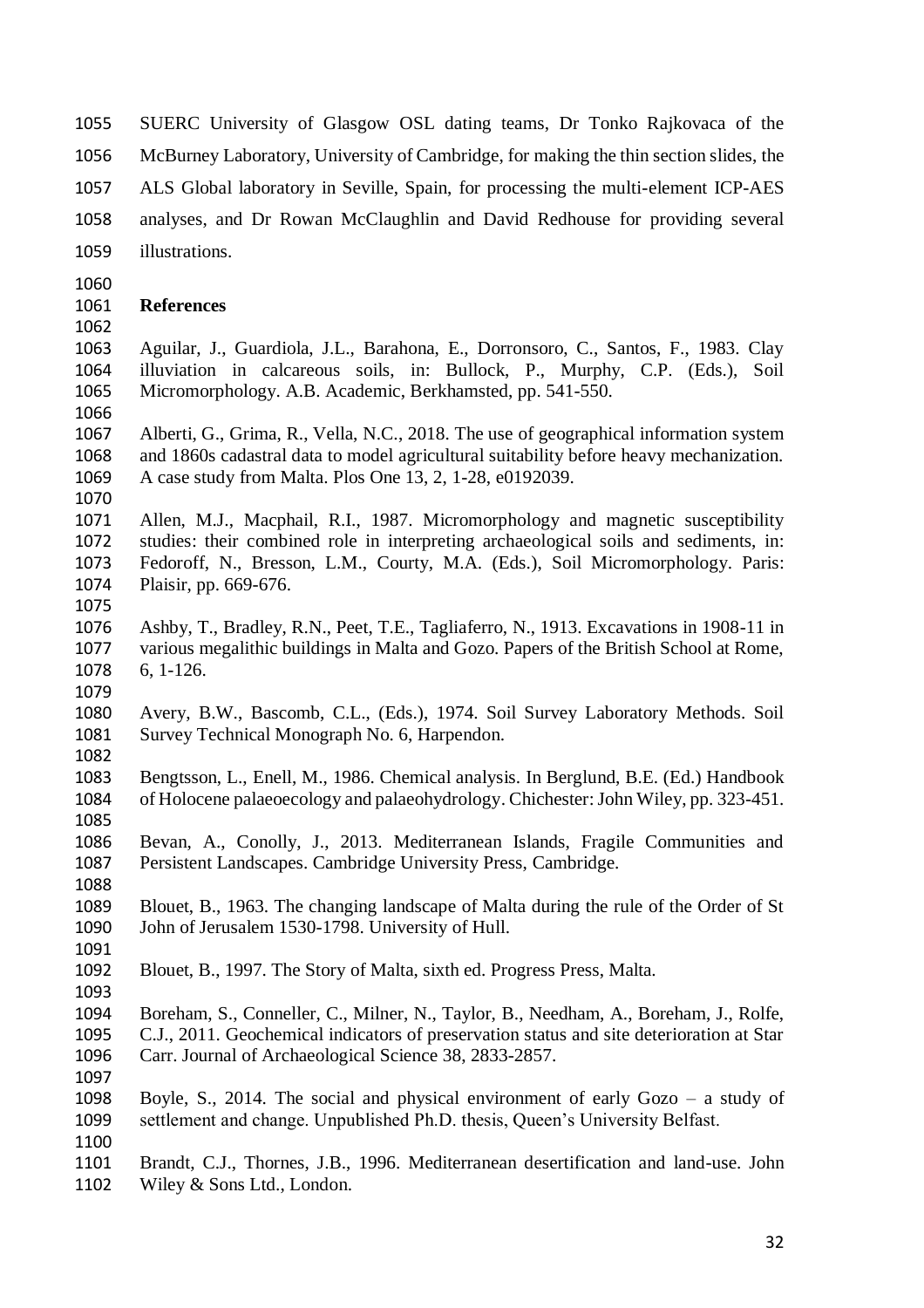SUERC University of Glasgow OSL dating teams, Dr Tonko Rajkovaca of the McBurney Laboratory, University of Cambridge, for making the thin section slides, the ALS Global laboratory in Seville, Spain, for processing the multi-element ICP-AES analyses, and Dr Rowan McClaughlin and David Redhouse for providing several illustrations.

## References

Aguilar, J., Guardiola, J.L., Barahona, E., Dorronsoro, C., Santos, F., 1983. Clay illuviation in calcareous soils, in: Bullock, P., Murphy, C.P. (Eds.), Soil Micromorphology. A.B. Academic, Berkhamsted, pp. 541-550.

Alberti, G., Grima, R., Vella, N.C., 2018. The use of geographical information system and 1860s cadastral data to model agricultural suitability before heavy mechanization. A case study from Malta. Plos One 13, 2, 1-28, e0192039.

Allen, M.J., Macphail, R.I., 1987. Micromorphology and magnetic susceptibility studies: their combined role in interpreting archaeological soils and sediments, in: Fedoroff, N., Bresson, L.M., Courty, M.A. (Eds.), Soil Micromorphology. Paris: Plaisir, pp. 669-676.

Ashby, T., Bradley, R.N., Peet, T.E., Tagliaferro, N., 1913. Excavations in 1908-11 in various megalithic buildings in Malta and Gozo. Papers of the British School at Rome, 6, 1-126.

Avery, B.W., Bascomb, C.L., (Eds.), 1974. Soil Survey Laboratory Methods. Soil Survey Technical Monograph No. 6, Harpendon.

Bengtsson, L., Enell, M., 1986. Chemical analysis. In Berglund, B.E. (Ed.) Handbook of Holocene palaeoecology and palaeohydrology. Chichester: John Wiley, pp. 323-451.

Bevan, A., Conolly, J., 2013. Mediterranean Islands, Fragile Communities and Persistent Landscapes. Cambridge University Press, Cambridge.

Blouet, B., 1963. The changing landscape of Malta during the rule of the Order of St John of Jerusalem 1530-1798. University of Hull.

Blouet, B., 1997. The Story of Malta, sixth ed. Progress Press, Malta.

Boreham, S., Conneller, C., Milner, N., Taylor, B., Needham, A., Boreham, J., Rolfe, C.J., 2011. Geochemical indicators of preservation status and site deterioration at Star Carr. Journal of Archaeological Science 38, 2833-2857.

Boyle, S., 2014. The social and physical environment of early Gozo – a study of settlement and change. Unpublished Ph.D. thesis, Queen's University Belfast.

Brandt, C.J., Thornes, J.B., 1996. Mediterranean desertification and land-use. John Wiley & Sons Ltd., London.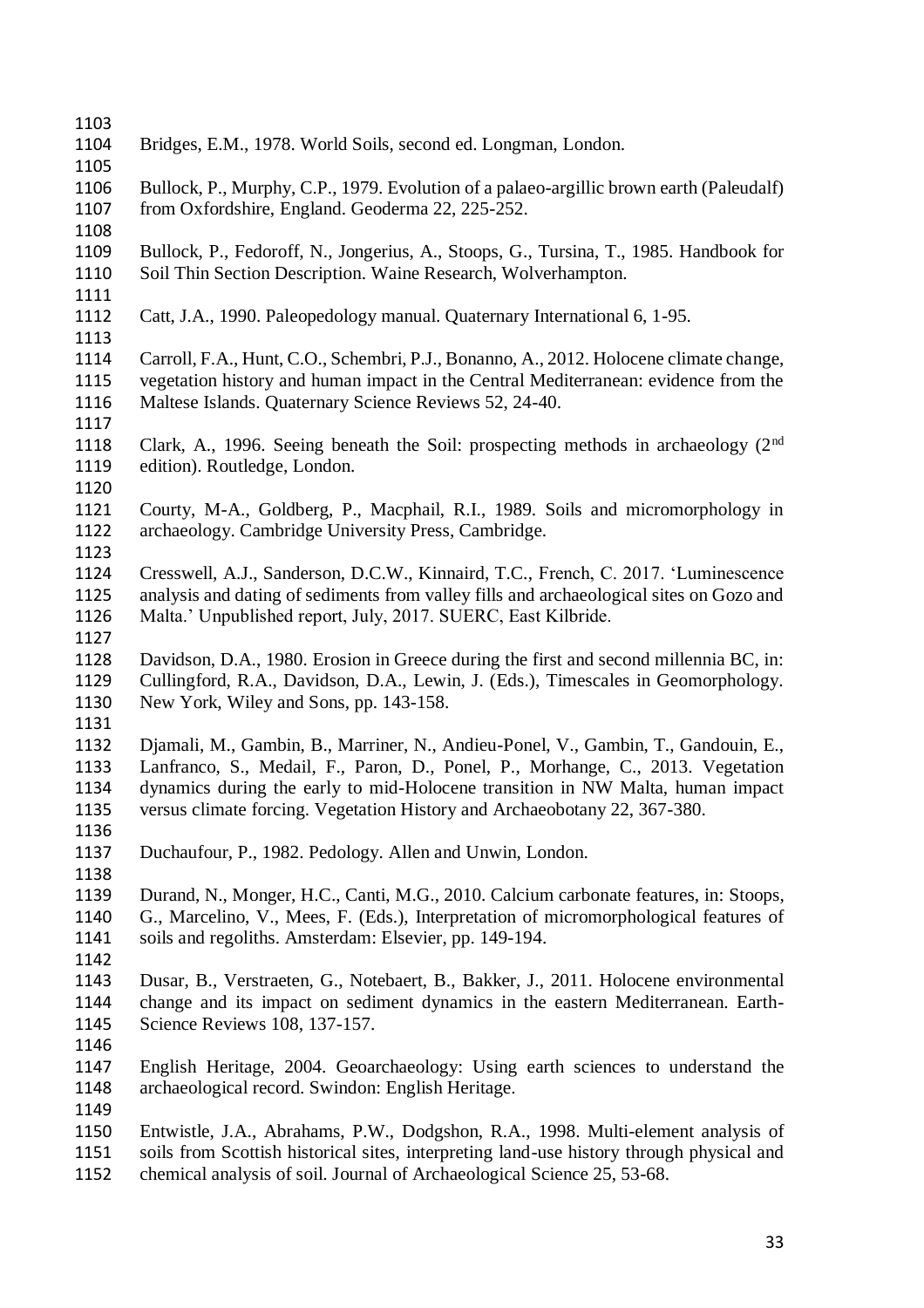Bridges, E.M., 1978. World Soils, second ed. Longman, London.

Bullock, P., Murphy, C.P., 1979. Evolution of a palaeo-argillic brown earth (Paleudalf) from Oxfordshire, England. Geoderma 22, 225-252.

Bullock, P., Fedoroff, N., Jongerius, A., Stoops, G., Tursina, T., 1985. Handbook for Soil Thin Section Description. Waine Research, Wolverhampton.

Catt, J.A., 1990. Paleopedology manual. Quaternary International 6, 1-95.

Carroll, F.A., Hunt, C.O., Schembri, P.J., Bonanno, A., 2012. Holocene climate change, vegetation history and human impact in the Central Mediterranean: evidence from the Maltese Islands. Quaternary Science Reviews 52, 24-40.

Clark, A., 1996. Seeing beneath the Soil: prospecting methods in archaeology (2nd edition). Routledge, London.

Courty, M-A., Goldberg, P., Macphail, R.I., 1989. Soils and micromorphology in archaeology. Cambridge University Press, Cambridge.

Cresswell, A.J., Sanderson, D.C.W., Kinnaird, T.C., French, C. 2017. 'Luminescence analysis and dating of sediments from valley fills and archaeological sites on Gozo and Malta.' Unpublished report, July, 2017. SUERC, East Kilbride.

Davidson, D.A., 1980. Erosion in Greece during the first and second millennia BC, in: Cullingford, R.A., Davidson, D.A., Lewin, J. (Eds.), Timescales in Geomorphology. New York, Wiley and Sons, pp. 143-158.

Djamali, M., Gambin, B., Marriner, N., Andieu-Ponel, V., Gambin, T., Gandouin, E., Lanfranco, S., Medail, F., Paron, D., Ponel, P., Morhange, C., 2013. Vegetation dynamics during the early to mid-Holocene transition in NW Malta, human impact versus climate forcing. Vegetation History and Archaeobotany 22, 367-380.

Duchaufour, P., 1982. Pedology. Allen and Unwin, London.

Durand, N., Monger, H.C., Canti, M.G., 2010. Calcium carbonate features, in: Stoops, G., Marcelino, V., Mees, F. (Eds.), Interpretation of micromorphological features of soils and regoliths. Amsterdam: Elsevier, pp. 149-194.

Dusar, B., Verstraeten, G., Notebaert, B., Bakker, J., 2011. Holocene environmental change and its impact on sediment dynamics in the eastern Mediterranean. Earth-Science Reviews 108, 137-157.

English Heritage, 2004. Geoarchaeology: Using earth sciences to understand the archaeological record. Swindon: English Heritage.

Entwistle, J.A., Abrahams, P.W., Dodgshon, R.A., 1998. Multi-element analysis of soils from Scottish historical sites, interpreting land-use history through physical and chemical analysis of soil. Journal of Archaeological Science 25, 53-68.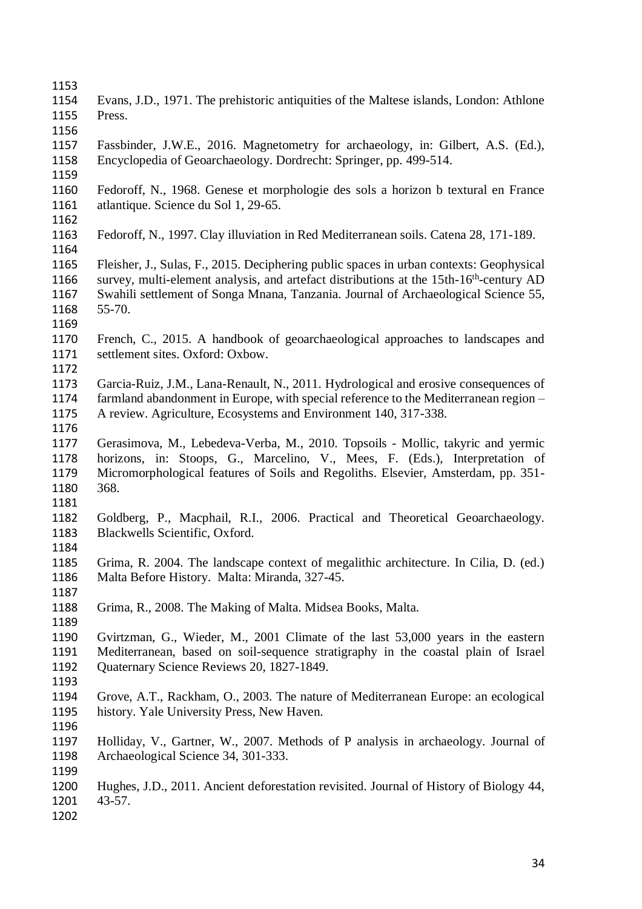Evans, J.D., 1971. The prehistoric antiquities of the Maltese islands, London: Athlone Press.

Fassbinder, J.W.E., 2016. Magnetometry for archaeology, in: Gilbert, A.S. (Ed.), Encyclopedia of Geoarchaeology. Dordrecht: Springer, pp. 499-514.

Fedoroff, N., 1968. Genese et morphologie des sols a horizon b textural en France atlantique. Science du Sol 1, 29-65.

Fedoroff, N., 1997. Clay illuviation in Red Mediterranean soils. Catena 28, 171-189.

Fleisher, J., Sulas, F., 2015. Deciphering public spaces in urban contexts: Geophysical survey, multi-element analysis, and artefact distributions at the 15th-16$^{th}$-century AD Swahili settlement of Songa Mnana, Tanzania. Journal of Archaeological Science 55, 55-70.

French, C., 2015. A handbook of geoarchaeological approaches to landscapes and settlement sites. Oxford: Oxbow.

Garcia-Ruiz, J.M., Lana-Renault, N., 2011. Hydrological and erosive consequences of farmland abandonment in Europe, with special reference to the Mediterranean region – A review. Agriculture, Ecosystems and Environment 140, 317-338.

Gerasimova, M., Lebedeva-Verba, M., 2010. Topsoils - Mollic, takyric and yermic horizons, in: Stoops, G., Marcelino, V., Mees, F. (Eds.), Interpretation of Micromorphological features of Soils and Regoliths. Elsevier, Amsterdam, pp. 351-368.

Goldberg, P., Macphail, R.I., 2006. Practical and Theoretical Geoarchaeology. Blackwells Scientific, Oxford.

Grima, R. 2004. The landscape context of megalithic architecture. In Cilia, D. (ed.) Malta Before History. Malta: Miranda, 327-45.

Grima, R., 2008. The Making of Malta. Midsea Books, Malta.

Gvirtzman, G., Wieder, M., 2001 Climate of the last 53,000 years in the eastern Mediterranean, based on soil-sequence stratigraphy in the coastal plain of Israel Quaternary Science Reviews 20, 1827-1849.

Grove, A.T., Rackham, O., 2003. The nature of Mediterranean Europe: an ecological history. Yale University Press, New Haven.

Holliday, V., Gartner, W., 2007. Methods of P analysis in archaeology. Journal of Archaeological Science 34, 301-333.

Hughes, J.D., 2011. Ancient deforestation revisited. Journal of History of Biology 44, 43-57.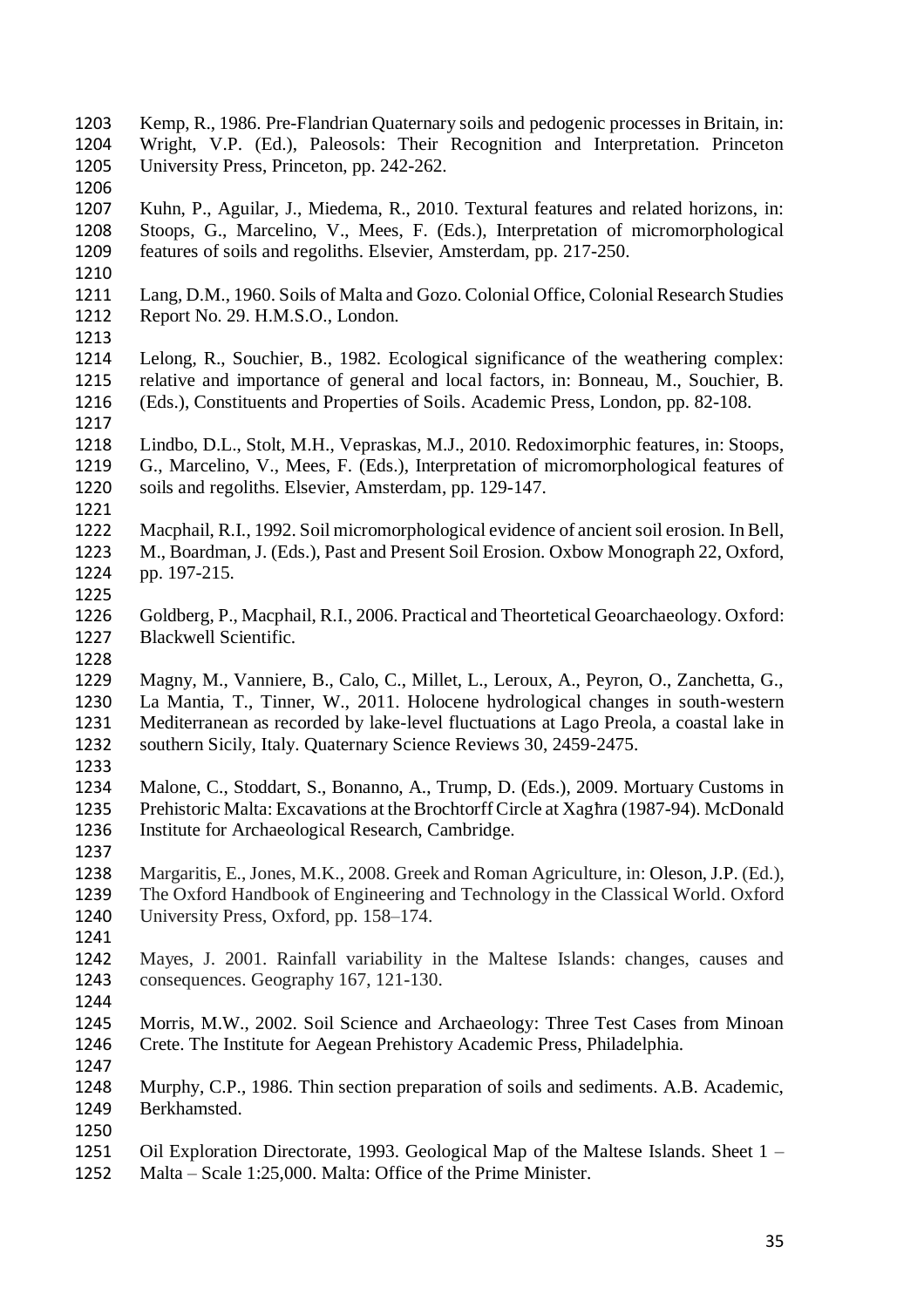Kemp, R., 1986. Pre-Flandrian Quaternary soils and pedogenic processes in Britain, in: Wright, V.P. (Ed.), Paleosols: Their Recognition and Interpretation. Princeton University Press, Princeton, pp. 242-262.

Kuhn, P., Aguilar, J., Miedema, R., 2010. Textural features and related horizons, in: Stoops, G., Marcelino, V., Mees, F. (Eds.), Interpretation of micromorphological features of soils and regoliths. Elsevier, Amsterdam, pp. 217-250.

Lang, D.M., 1960. Soils of Malta and Gozo. Colonial Office, Colonial Research Studies Report No. 29. H.M.S.O., London.

Lelong, R., Souchier, B., 1982. Ecological significance of the weathering complex: relative and importance of general and local factors, in: Bonneau, M., Souchier, B. (Eds.), Constituents and Properties of Soils. Academic Press, London, pp. 82-108.

Lindbo, D.L., Stolt, M.H., Vepraskas, M.J., 2010. Redoximorphic features, in: Stoops, G., Marcelino, V., Mees, F. (Eds.), Interpretation of micromorphological features of soils and regoliths. Elsevier, Amsterdam, pp. 129-147.

Macphail, R.I., 1992. Soil micromorphological evidence of ancient soil erosion. In Bell, M., Boardman, J. (Eds.), Past and Present Soil Erosion. Oxbow Monograph 22, Oxford, pp. 197-215.

Goldberg, P., Macphail, R.I., 2006. Practical and Theortetical Geoarchaeology. Oxford: Blackwell Scientific.

Magny, M., Vanniere, B., Calo, C., Millet, L., Leroux, A., Peyron, O., Zanchetta, G., La Mantia, T., Tinner, W., 2011. Holocene hydrological changes in south-western Mediterranean as recorded by lake-level fluctuations at Lago Preola, a coastal lake in southern Sicily, Italy. Quaternary Science Reviews 30, 2459-2475.

Malone, C., Stoddart, S., Bonanno, A., Trump, D. (Eds.), 2009. Mortuary Customs in Prehistoric Malta: Excavations at the Brochtorff Circle at Xagħra (1987-94). McDonald Institute for Archaeological Research, Cambridge.

Margaritis, E., Jones, M.K., 2008. Greek and Roman Agriculture, in: Oleson, J.P. (Ed.), The Oxford Handbook of Engineering and Technology in the Classical World. Oxford University Press, Oxford, pp. 158–174.

Mayes, J. 2001. Rainfall variability in the Maltese Islands: changes, causes and consequences. Geography 167, 121-130.

Morris, M.W., 2002. Soil Science and Archaeology: Three Test Cases from Minoan Crete. The Institute for Aegean Prehistory Academic Press, Philadelphia.

Murphy, C.P., 1986. Thin section preparation of soils and sediments. A.B. Academic, Berkhamsted.

Oil Exploration Directorate, 1993. Geological Map of the Maltese Islands. Sheet 1 – Malta – Scale 1:25,000. Malta: Office of the Prime Minister.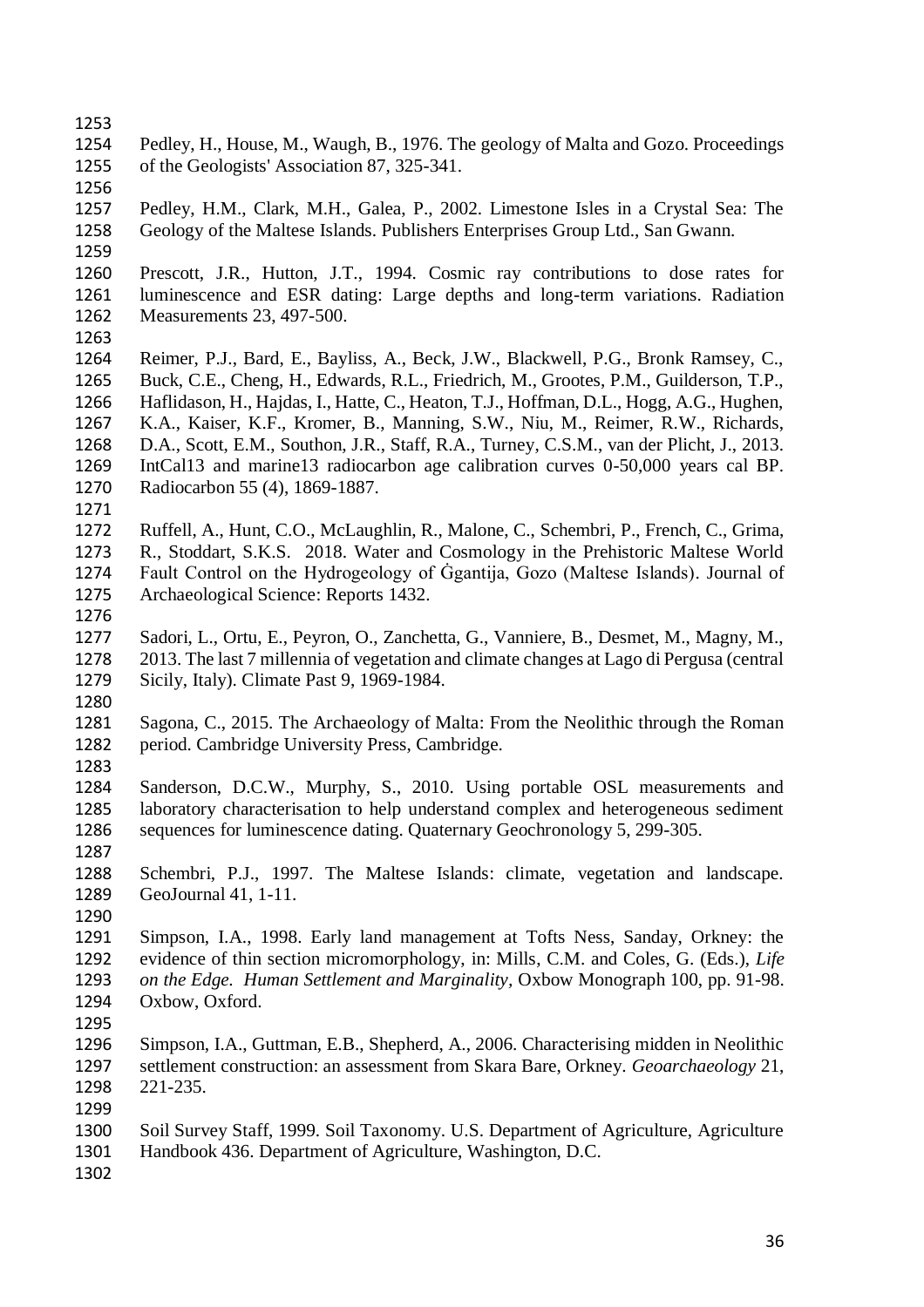Pedley, H., House, M., Waugh, B., 1976. The geology of Malta and Gozo. Proceedings of the Geologists' Association 87, 325-341.

Pedley, H.M., Clark, M.H., Galea, P., 2002. Limestone Isles in a Crystal Sea: The Geology of the Maltese Islands. Publishers Enterprises Group Ltd., San Gwann.

Prescott, J.R., Hutton, J.T., 1994. Cosmic ray contributions to dose rates for luminescence and ESR dating: Large depths and long-term variations. Radiation Measurements 23, 497-500.

Reimer, P.J., Bard, E., Bayliss, A., Beck, J.W., Blackwell, P.G., Bronk Ramsey, C., Buck, C.E., Cheng, H., Edwards, R.L., Friedrich, M., Grootes, P.M., Guilderson, T.P., Haflidason, H., Hajdas, I., Hatte, C., Heaton, T.J., Hoffman, D.L., Hogg, A.G., Hughen, K.A., Kaiser, K.F., Kromer, B., Manning, S.W., Niu, M., Reimer, R.W., Richards, D.A., Scott, E.M., Southon, J.R., Staff, R.A., Turney, C.S.M., van der Plicht, J., 2013. IntCal13 and marine13 radiocarbon age calibration curves 0-50,000 years cal BP. Radiocarbon 55 (4), 1869-1887.

Ruffell, A., Hunt, C.O., McLaughlin, R., Malone, C., Schembri, P., French, C., Grima, R., Stoddart, S.K.S. 2018. Water and Cosmology in the Prehistoric Maltese World Fault Control on the Hydrogeology of Ġgantija, Gozo (Maltese Islands). Journal of Archaeological Science: Reports 1432.

Sadori, L., Ortu, E., Peyron, O., Zanchetta, G., Vanniere, B., Desmet, M., Magny, M., 2013. The last 7 millennia of vegetation and climate changes at Lago di Pergusa (central Sicily, Italy). Climate Past 9, 1969-1984.

Sagona, C., 2015. The Archaeology of Malta: From the Neolithic through the Roman period. Cambridge University Press, Cambridge.

Sanderson, D.C.W., Murphy, S., 2010. Using portable OSL measurements and laboratory characterisation to help understand complex and heterogeneous sediment sequences for luminescence dating. Quaternary Geochronology 5, 299-305.

Schembri, P.J., 1997. The Maltese Islands: climate, vegetation and landscape. GeoJournal 41, 1-11.

Simpson, I.A., 1998. Early land management at Tofts Ness, Sanday, Orkney: the evidence of thin section micromorphology, in: Mills, C.M. and Coles, G. (Eds.), *Life on the Edge. Human Settlement and Marginality*, Oxbow Monograph 100, pp. 91-98. Oxbow, Oxford.

Simpson, I.A., Guttman, E.B., Shepherd, A., 2006. Characterising midden in Neolithic settlement construction: an assessment from Skara Bare, Orkney. *Geoarchaeology* 21, 221-235.

Soil Survey Staff, 1999. Soil Taxonomy. U.S. Department of Agriculture, Agriculture Handbook 436. Department of Agriculture, Washington, D.C.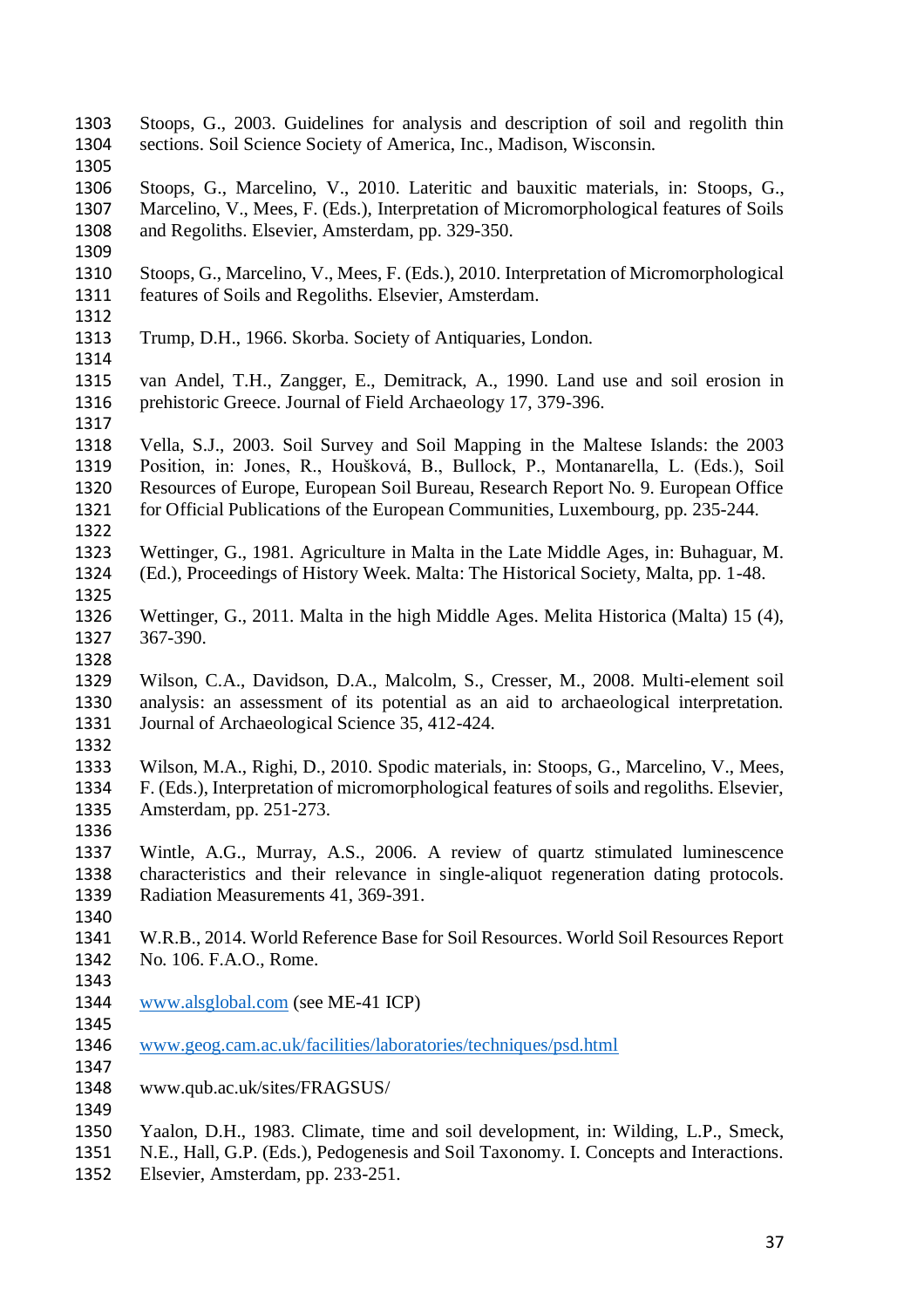Stoops, G., 2003. Guidelines for analysis and description of soil and regolith thin sections. Soil Science Society of America, Inc., Madison, Wisconsin.

Stoops, G., Marcelino, V., 2010. Lateritic and bauxitic materials, in: Stoops, G., Marcelino, V., Mees, F. (Eds.), Interpretation of Micromorphological features of Soils and Regoliths. Elsevier, Amsterdam, pp. 329-350.

Stoops, G., Marcelino, V., Mees, F. (Eds.), 2010. Interpretation of Micromorphological features of Soils and Regoliths. Elsevier, Amsterdam.

Trump, D.H., 1966. Skorba. Society of Antiquaries, London.

van Andel, T.H., Zangger, E., Demitrack, A., 1990. Land use and soil erosion in prehistoric Greece. Journal of Field Archaeology 17, 379-396.

Vella, S.J., 2003. Soil Survey and Soil Mapping in the Maltese Islands: the 2003 Position, in: Jones, R., Houšková, B., Bullock, P., Montanarella, L. (Eds.), Soil Resources of Europe, European Soil Bureau, Research Report No. 9. European Office for Official Publications of the European Communities, Luxembourg, pp. 235-244.

Wettinger, G., 1981. Agriculture in Malta in the Late Middle Ages, in: Buhaguar, M. (Ed.), Proceedings of History Week. Malta: The Historical Society, Malta, pp. 1-48.

Wettinger, G., 2011. Malta in the high Middle Ages. Melita Historica (Malta) 15 (4), 367-390.

Wilson, C.A., Davidson, D.A., Malcolm, S., Cresser, M., 2008. Multi-element soil analysis: an assessment of its potential as an aid to archaeological interpretation. Journal of Archaeological Science 35, 412-424.

Wilson, M.A., Righi, D., 2010. Spodic materials, in: Stoops, G., Marcelino, V., Mees, F. (Eds.), Interpretation of micromorphological features of soils and regoliths. Elsevier, Amsterdam, pp. 251-273.

Wintle, A.G., Murray, A.S., 2006. A review of quartz stimulated luminescence characteristics and their relevance in single-aliquot regeneration dating protocols. Radiation Measurements 41, 369-391.

W.R.B., 2014. World Reference Base for Soil Resources. World Soil Resources Report No. 106. F.A.O., Rome.

www.alsglobal.com (see ME-41 ICP)

www.geog.cam.ac.uk/facilities/laboratories/techniques/psd.html

www.qub.ac.uk/sites/FRAGSUS/

Yaalon, D.H., 1983. Climate, time and soil development, in: Wilding, L.P., Smeck, N.E., Hall, G.P. (Eds.), Pedogenesis and Soil Taxonomy. I. Concepts and Interactions. Elsevier, Amsterdam, pp. 233-251.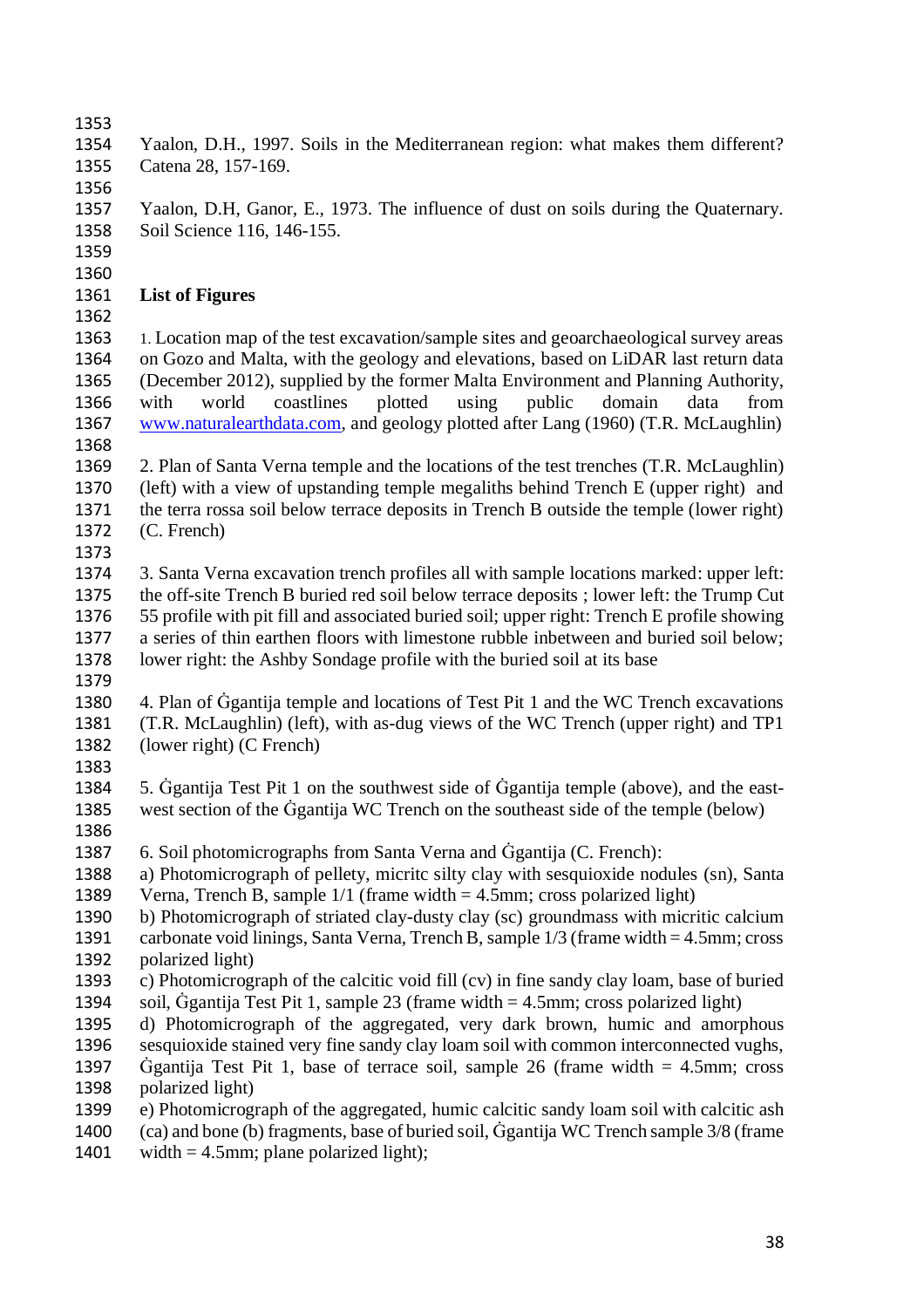Yaalon, D.H., 1997. Soils in the Mediterranean region: what makes them different? Catena 28, 157-169.

Yaalon, D.H, Ganor, E., 1973. The influence of dust on soils during the Quaternary. Soil Science 116, 146-155.

## List of Figures

1. Location map of the test excavation/sample sites and geoarchaeological survey areas on Gozo and Malta, with the geology and elevations, based on LiDAR last return data (December 2012), supplied by the former Malta Environment and Planning Authority, with world coastlines plotted using public domain data from www.naturalearthdata.com, and geology plotted after Lang (1960) (T.R. McLaughlin)

2. Plan of Santa Verna temple and the locations of the test trenches (T.R. McLaughlin) (left) with a view of upstanding temple megaliths behind Trench E (upper right) and the terra rossa soil below terrace deposits in Trench B outside the temple (lower right) (C. French)

3. Santa Verna excavation trench profiles all with sample locations marked: upper left: the off-site Trench B buried red soil below terrace deposits ; lower left: the Trump Cut 55 profile with pit fill and associated buried soil; upper right: Trench E profile showing a series of thin earthen floors with limestone rubble inbetween and buried soil below; lower right: the Ashby Sondage profile with the buried soil at its base

4. Plan of Ġgantija temple and locations of Test Pit 1 and the WC Trench excavations (T.R. McLaughlin) (left), with as-dug views of the WC Trench (upper right) and TP1 (lower right) (C French)

5. Ġgantija Test Pit 1 on the southwest side of Ġgantija temple (above), and the east-west section of the Ġgantija WC Trench on the southeast side of the temple (below)

6. Soil photomicrographs from Santa Verna and Ġgantija (C. French):
a) Photomicrograph of pellety, micritc silty clay with sesquioxide nodules (sn), Santa Verna, Trench B, sample 1/1 (frame width = 4.5mm; cross polarized light)
b) Photomicrograph of striated clay-dusty clay (sc) groundmass with micritic calcium carbonate void linings, Santa Verna, Trench B, sample 1/3 (frame width = 4.5mm; cross polarized light)
c) Photomicrograph of the calcitic void fill (cv) in fine sandy clay loam, base of buried soil, Ġgantija Test Pit 1, sample 23 (frame width = 4.5mm; cross polarized light)
d) Photomicrograph of the aggregated, very dark brown, humic and amorphous sesquioxide stained very fine sandy clay loam soil with common interconnected vughs, Ġgantija Test Pit 1, base of terrace soil, sample 26 (frame width = 4.5mm; cross polarized light)
e) Photomicrograph of the aggregated, humic calcitic sandy loam soil with calcitic ash (ca) and bone (b) fragments, base of buried soil, Ġgantija WC Trench sample 3/8 (frame width = 4.5mm; plane polarized light);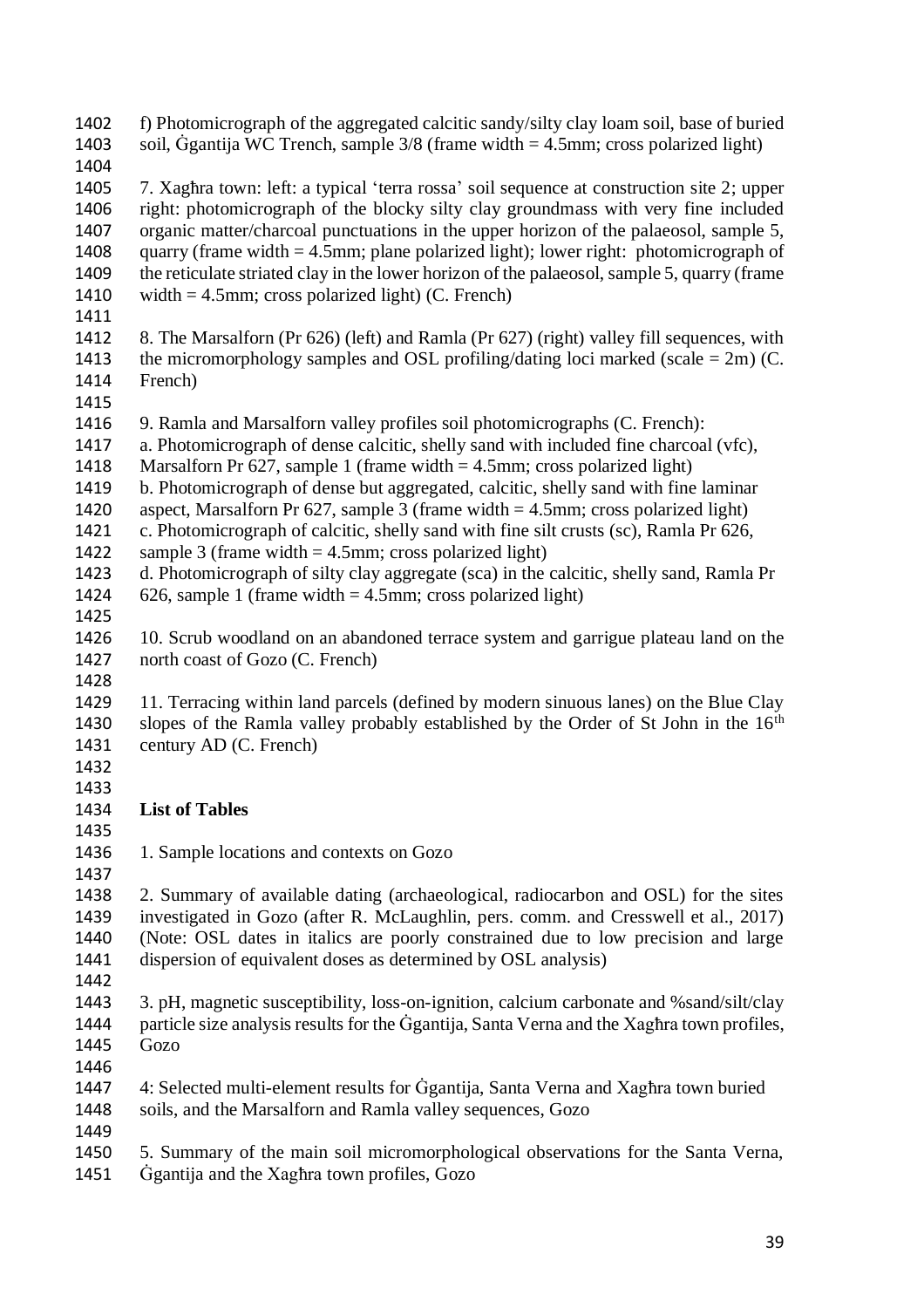f) Photomicrograph of the aggregated calcitic sandy/silty clay loam soil, base of buried soil, Ġgantija WC Trench, sample 3/8 (frame width = 4.5mm; cross polarized light)

7. Xagħra town: left: a typical 'terra rossa' soil sequence at construction site 2; upper right: photomicrograph of the blocky silty clay groundmass with very fine included organic matter/charcoal punctuations in the upper horizon of the palaeosol, sample 5, quarry (frame width = 4.5mm; plane polarized light); lower right: photomicrograph of the reticulate striated clay in the lower horizon of the palaeosol, sample 5, quarry (frame width = 4.5mm; cross polarized light) (C. French)

8. The Marsalforn (Pr 626) (left) and Ramla (Pr 627) (right) valley fill sequences, with the micromorphology samples and OSL profiling/dating loci marked (scale = 2m) (C. French)

9. Ramla and Marsalforn valley profiles soil photomicrographs (C. French):
a. Photomicrograph of dense calcitic, shelly sand with included fine charcoal (vfc), Marsalforn Pr 627, sample 1 (frame width = 4.5mm; cross polarized light)
b. Photomicrograph of dense but aggregated, calcitic, shelly sand with fine laminar aspect, Marsalforn Pr 627, sample 3 (frame width = 4.5mm; cross polarized light)
c. Photomicrograph of calcitic, shelly sand with fine silt crusts (sc), Ramla Pr 626, sample 3 (frame width = 4.5mm; cross polarized light)
d. Photomicrograph of silty clay aggregate (sca) in the calcitic, shelly sand, Ramla Pr 626, sample 1 (frame width = 4.5mm; cross polarized light)

10. Scrub woodland on an abandoned terrace system and garrigue plateau land on the north coast of Gozo (C. French)

11. Terracing within land parcels (defined by modern sinuous lanes) on the Blue Clay slopes of the Ramla valley probably established by the Order of St John in the 16th century AD (C. French)

**List of Tables**

1. Sample locations and contexts on Gozo

2. Summary of available dating (archaeological, radiocarbon and OSL) for the sites investigated in Gozo (after R. McLaughlin, pers. comm. and Cresswell et al., 2017) (Note: OSL dates in italics are poorly constrained due to low precision and large dispersion of equivalent doses as determined by OSL analysis)

3. pH, magnetic susceptibility, loss-on-ignition, calcium carbonate and %sand/silt/clay particle size analysis results for the Ġgantija, Santa Verna and the Xagħra town profiles, Gozo

4: Selected multi-element results for Ġgantija, Santa Verna and Xagħra town buried soils, and the Marsalforn and Ramla valley sequences, Gozo

5. Summary of the main soil micromorphological observations for the Santa Verna, Ġgantija and the Xagħra town profiles, Gozo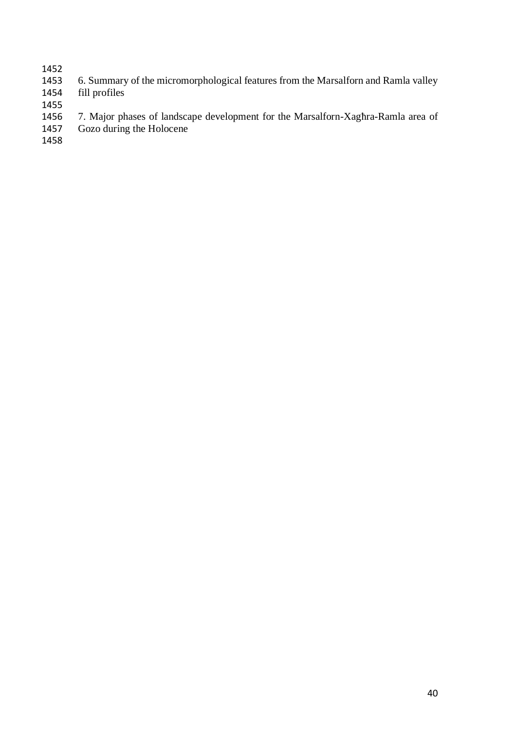6. Summary of the micromorphological features from the Marsalforn and Ramla valley fill profiles

7. Major phases of landscape development for the Marsalforn-Xagħra-Ramla area of Gozo during the Holocene